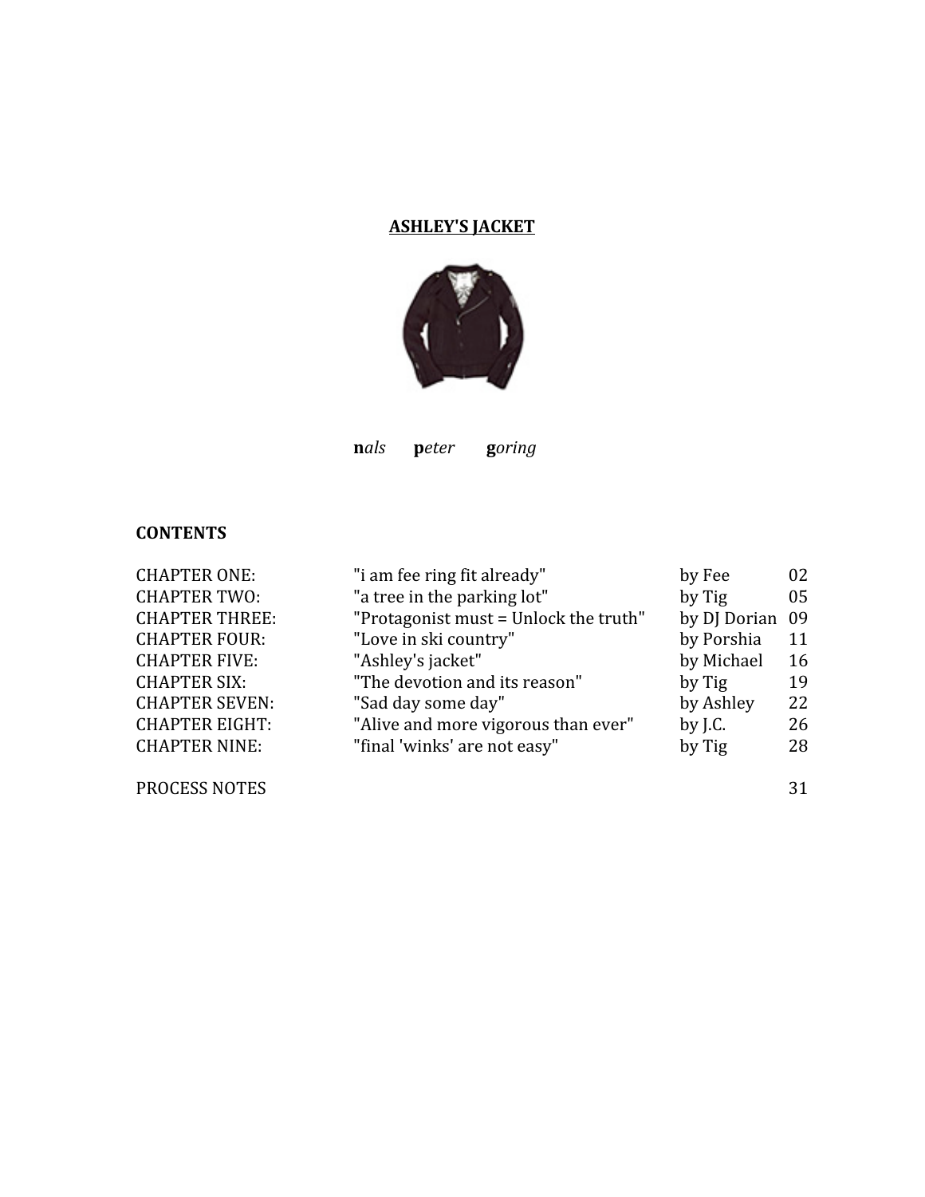# ASHLEY'S JACKET

**n***als* **p***eter* **g***oring*

**CONTENTS**

| | | | |
|---|---|---|---|
| CHAPTER ONE: | "i am fee ring fit already" | by Fee | 02 |
| CHAPTER TWO: | "a tree in the parking lot" | by Tig | 05 |
| CHAPTER THREE: | "Protagonist must = Unlock the truth" | by DJ Dorian | 09 |
| CHAPTER FOUR: | "Love in ski country" | by Porshia | 11 |
| CHAPTER FIVE: | "Ashley's jacket" | by Michael | 16 |
| CHAPTER SIX: | "The devotion and its reason" | by Tig | 19 |
| CHAPTER SEVEN: | "Sad day some day" | by Ashley | 22 |
| CHAPTER EIGHT: | "Alive and more vigorous than ever" | by J.C. | 26 |
| CHAPTER NINE: | "final 'winks' are not easy" | by Tig | 28 |

PROCESS NOTES 31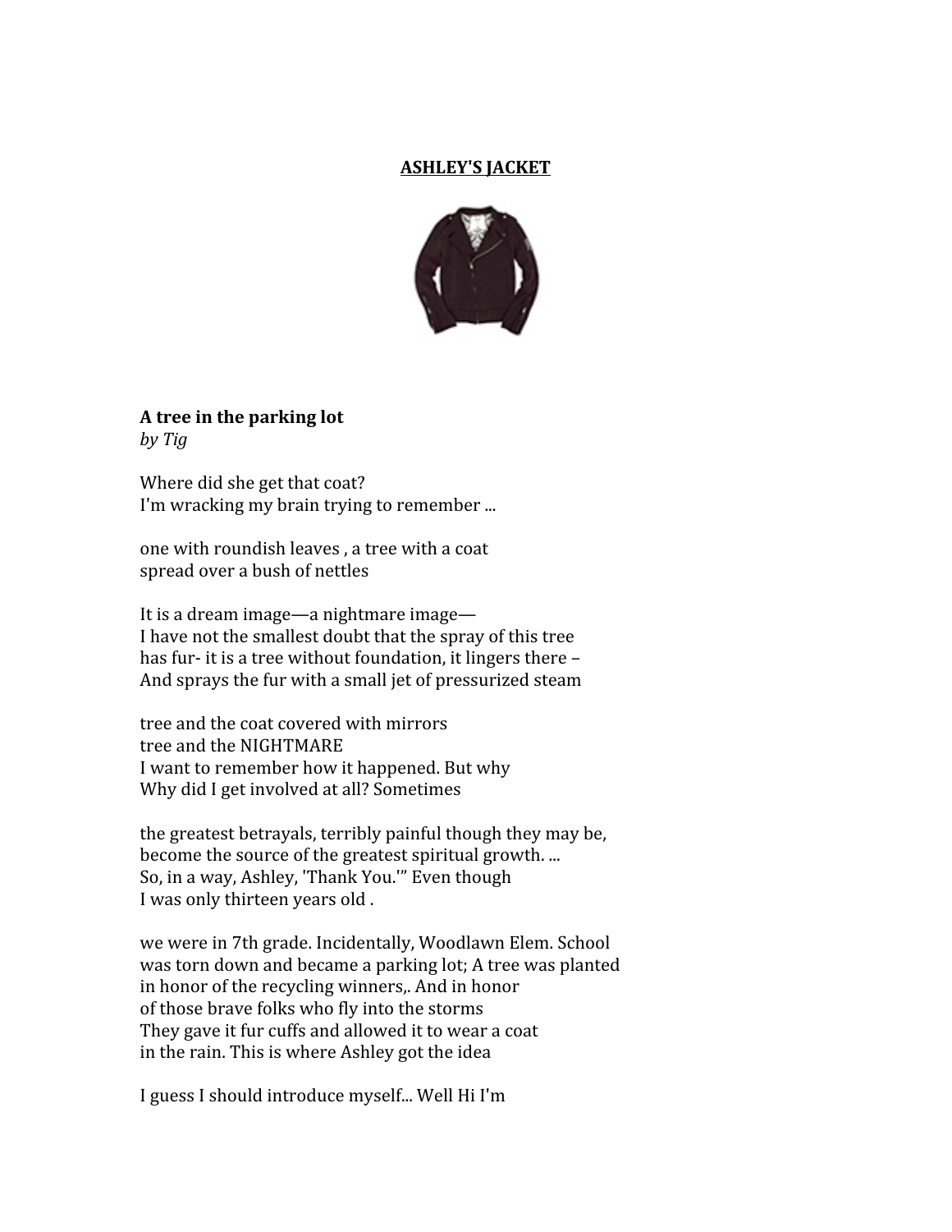# ASHLEY'S JACKET

**A tree in the parking lot**
*by Tig*

Where did she get that coat?
I'm wracking my brain trying to remember ...

one with roundish leaves , a tree with a coat
spread over a bush of nettles

It is a dream image—a nightmare image—
I have not the smallest doubt that the spray of this tree
has fur- it is a tree without foundation, it lingers there –
And sprays the fur with a small jet of pressurized steam

tree and the coat covered with mirrors
tree and the NIGHTMARE
I want to remember how it happened. But why
Why did I get involved at all? Sometimes

the greatest betrayals, terribly painful though they may be,
become the source of the greatest spiritual growth. ...
So, in a way, Ashley, 'Thank You.'" Even though
I was only thirteen years old .

we were in 7th grade. Incidentally, Woodlawn Elem. School
was torn down and became a parking lot; A tree was planted
in honor of the recycling winners,. And in honor
of those brave folks who fly into the storms
They gave it fur cuffs and allowed it to wear a coat
in the rain. This is where Ashley got the idea

I guess I should introduce myself... Well Hi I'm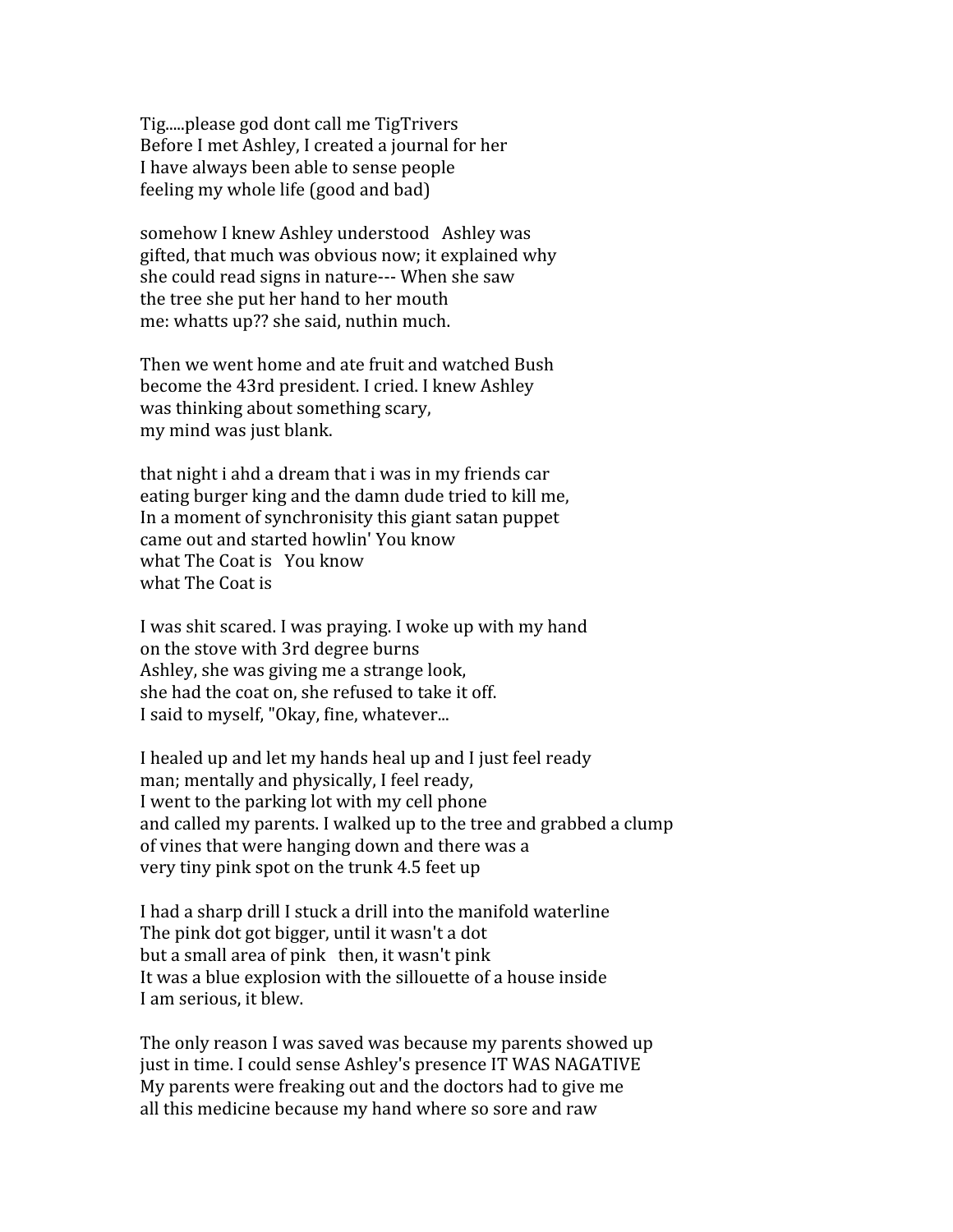Tig.....please god dont call me TigTrivers
Before I met Ashley, I created a journal for her
I have always been able to sense people
feeling my whole life (good and bad)

somehow I knew Ashley understood   Ashley was
gifted, that much was obvious now; it explained why
she could read signs in nature--- When she saw
the tree she put her hand to her mouth
me: whatts up?? she said, nuthin much.

Then we went home and ate fruit and watched Bush
become the 43rd president. I cried. I knew Ashley
was thinking about something scary,
my mind was just blank.

that night i ahd a dream that i was in my friends car
eating burger king and the damn dude tried to kill me,
In a moment of synchronisity this giant satan puppet
came out and started howlin' You know
what The Coat is   You know
what The Coat is

I was shit scared. I was praying. I woke up with my hand
on the stove with 3rd degree burns
Ashley, she was giving me a strange look,
she had the coat on, she refused to take it off.
I said to myself, "Okay, fine, whatever...

I healed up and let my hands heal up and I just feel ready
man; mentally and physically, I feel ready,
I went to the parking lot with my cell phone
and called my parents. I walked up to the tree and grabbed a clump
of vines that were hanging down and there was a
very tiny pink spot on the trunk 4.5 feet up

I had a sharp drill I stuck a drill into the manifold waterline
The pink dot got bigger, until it wasn't a dot
but a small area of pink   then, it wasn't pink
It was a blue explosion with the sillouette of a house inside
I am serious, it blew.

The only reason I was saved was because my parents showed up
just in time. I could sense Ashley's presence IT WAS NAGATIVE
My parents were freaking out and the doctors had to give me
all this medicine because my hand where so sore and raw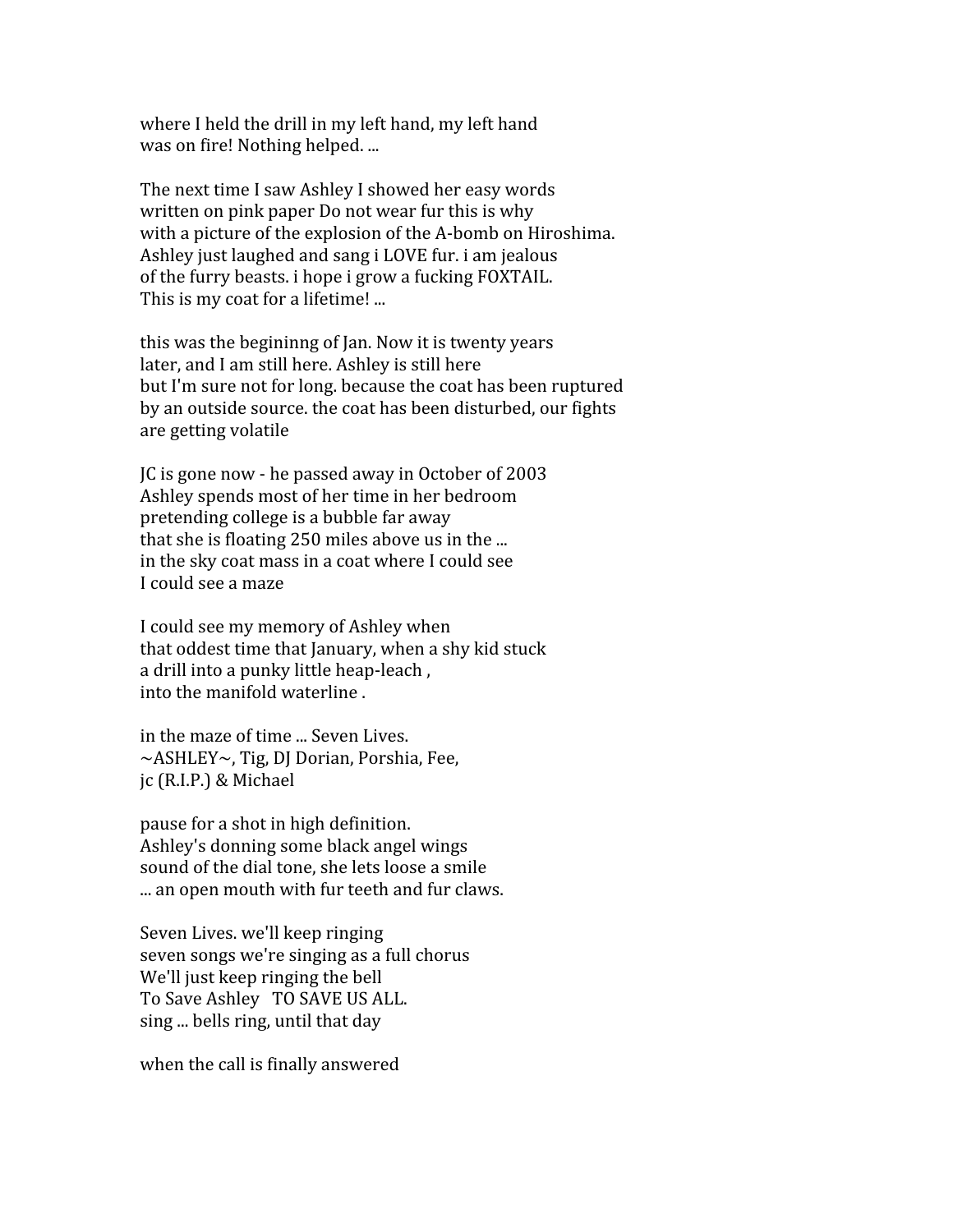where I held the drill in my left hand, my left hand
was on fire! Nothing helped. ...

The next time I saw Ashley I showed her easy words
written on pink paper Do not wear fur this is why
with a picture of the explosion of the A-bomb on Hiroshima.
Ashley just laughed and sang i LOVE fur. i am jealous
of the furry beasts. i hope i grow a fucking FOXTAIL.
This is my coat for a lifetime! ...

this was the begininng of Jan. Now it is twenty years
later, and I am still here. Ashley is still here
but I'm sure not for long. because the coat has been ruptured
by an outside source. the coat has been disturbed, our fights
are getting volatile

JC is gone now - he passed away in October of 2003
Ashley spends most of her time in her bedroom
pretending college is a bubble far away
that she is floating 250 miles above us in the ...
in the sky coat mass in a coat where I could see
I could see a maze

I could see my memory of Ashley when
that oddest time that January, when a shy kid stuck
a drill into a punky little heap-leach ,
into the manifold waterline .

in the maze of time ... Seven Lives.
~ASHLEY~, Tig, DJ Dorian, Porshia, Fee,
jc (R.I.P.) & Michael

pause for a shot in high definition.
Ashley's donning some black angel wings
sound of the dial tone, she lets loose a smile
... an open mouth with fur teeth and fur claws.

Seven Lives. we'll keep ringing
seven songs we're singing as a full chorus
We'll just keep ringing the bell
To Save Ashley   TO SAVE US ALL.
sing ... bells ring, until that day

when the call is finally answered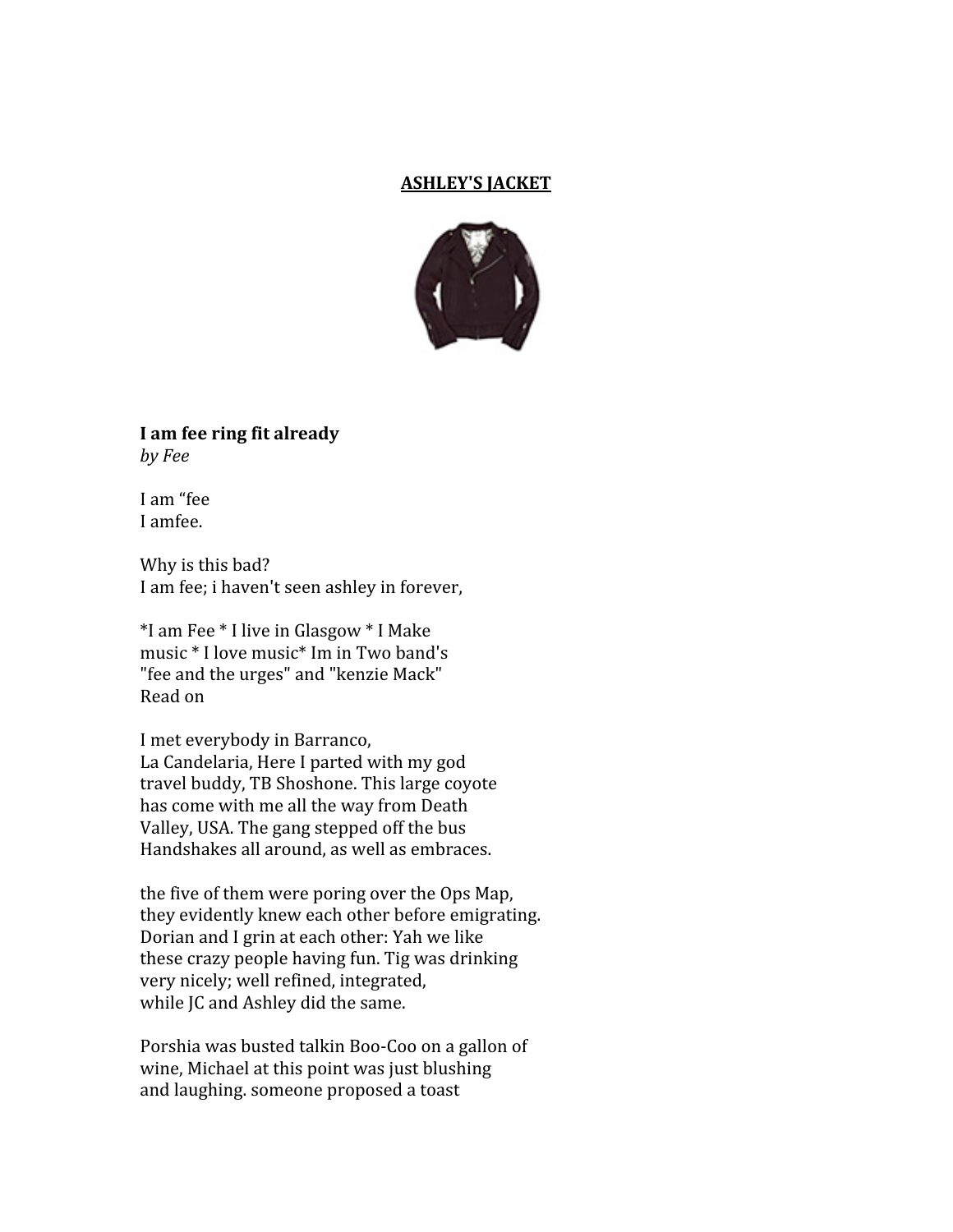**ASHLEY'S JACKET**

**I am fee ring fit already**
*by Fee*

I am “fee
I amfee.

Why is this bad?
I am fee; i haven't seen ashley in forever,

*I am Fee * I live in Glasgow * I Make
music * I love music* Im in Two band's
"fee and the urges" and "kenzie Mack"
Read on

I met everybody in Barranco,
La Candelaria, Here I parted with my god
travel buddy, TB Shoshone. This large coyote
has come with me all the way from Death
Valley, USA. The gang stepped off the bus
Handshakes all around, as well as embraces.

the five of them were poring over the Ops Map,
they evidently knew each other before emigrating.
Dorian and I grin at each other: Yah we like
these crazy people having fun. Tig was drinking
very nicely; well refined, integrated,
while JC and Ashley did the same.

Porshia was busted talkin Boo-Coo on a gallon of
wine, Michael at this point was just blushing
and laughing. someone proposed a toast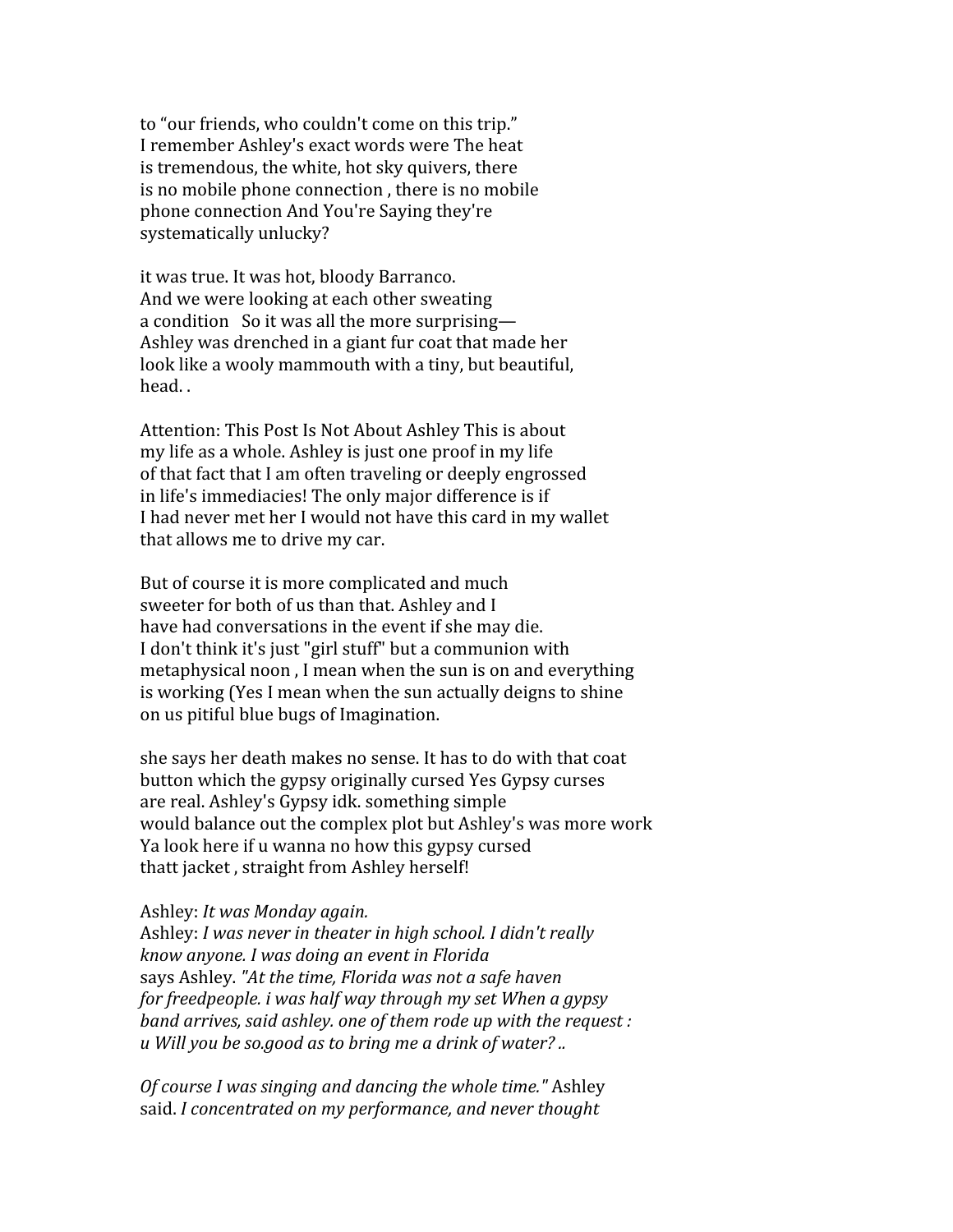to “our friends, who couldn't come on this trip.”
I remember Ashley's exact words were The heat
is tremendous, the white, hot sky quivers, there
is no mobile phone connection , there is no mobile
phone connection And You're Saying they're
systematically unlucky?

it was true. It was hot, bloody Barranco.
And we were looking at each other sweating
a condition   So it was all the more surprising—
Ashley was drenched in a giant fur coat that made her
look like a wooly mammouth with a tiny, but beautiful,
head. .

Attention: This Post Is Not About Ashley This is about
my life as a whole. Ashley is just one proof in my life
of that fact that I am often traveling or deeply engrossed
in life's immediacies! The only major difference is if
I had never met her I would not have this card in my wallet
that allows me to drive my car.

But of course it is more complicated and much
sweeter for both of us than that. Ashley and I
have had conversations in the event if she may die.
I don't think it's just "girl stuff" but a communion with
metaphysical noon , I mean when the sun is on and everything
is working (Yes I mean when the sun actually deigns to shine
on us pitiful blue bugs of Imagination.

she says her death makes no sense. It has to do with that coat
button which the gypsy originally cursed Yes Gypsy curses
are real. Ashley's Gypsy idk. something simple
would balance out the complex plot but Ashley's was more work
Ya look here if u wanna no how this gypsy cursed
thatt jacket , straight from Ashley herself!

Ashley: *It was Monday again.*
Ashley: *I was never in theater in high school. I didn't really
know anyone. I was doing an event in Florida*
says Ashley. *"At the time, Florida was not a safe haven
for freedpeople. i was half way through my set When a gypsy
band arrives, said ashley. one of them rode up with the request :
u Will you be so.good as to bring me a drink of water? ..*

*Of course I was singing and dancing the whole time."* Ashley
said. *I concentrated on my performance, and never thought*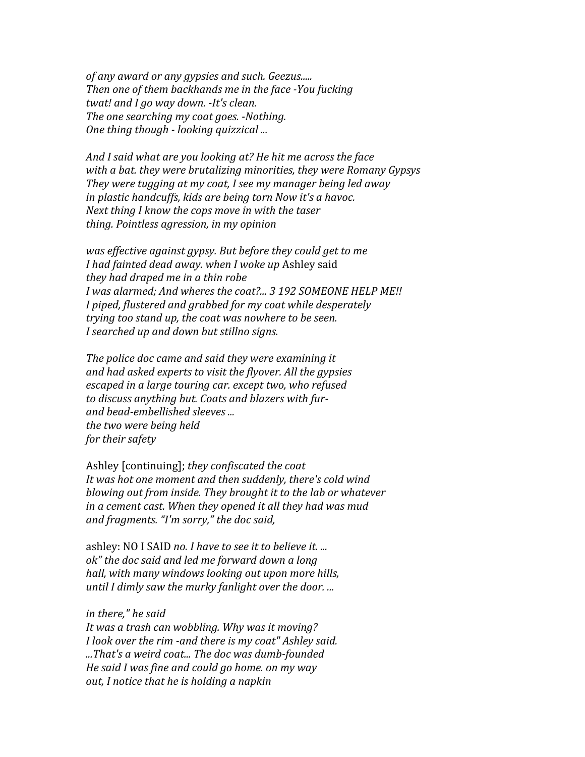*of any award or any gypsies and such. Geezus.....*
*Then one of them backhands me in the face -You fucking*
*twat! and I go way down. -It's clean.*
*The one searching my coat goes. -Nothing.*
*One thing though - looking quizzical ...*

*And I said what are you looking at? He hit me across the face*
*with a bat. they were brutalizing minorities, they were Romany Gypsys*
*They were tugging at my coat, I see my manager being led away*
*in plastic handcuffs, kids are being torn Now it's a havoc.*
*Next thing I know the cops move in with the taser*
*thing. Pointless agression, in my opinion*

*was effective against gypsy. But before they could get to me*
*I had fainted dead away. when I woke up* Ashley said
*they had draped me in a thin robe*
*I was alarmed; And wheres the coat?... 3 192 SOMEONE HELP ME!!*
*I piped, flustered and grabbed for my coat while desperately*
*trying too stand up, the coat was nowhere to be seen.*
*I searched up and down but stillno signs.*

*The police doc came and said they were examining it*
*and had asked experts to visit the flyover. All the gypsies*
*escaped in a large touring car. except two, who refused*
*to discuss anything but. Coats and blazers with fur-*
*and bead-embellished sleeves ...*
*the two were being held*
*for their safety*

Ashley [continuing]; *they confiscated the coat*
*It was hot one moment and then suddenly, there's cold wind*
*blowing out from inside. They brought it to the lab or whatever*
*in a cement cast. When they opened it all they had was mud*
*and fragments. "I'm sorry," the doc said,*

ashley: NO I SAID *no. I have to see it to believe it. ...*
*ok" the doc said and led me forward down a long*
*hall, with many windows looking out upon more hills,*
*until I dimly saw the murky fanlight over the door. ...*

*in there," he said*
*It was a trash can wobbling. Why was it moving?*
*I look over the rim -and there is my coat" Ashley said.*
*...That's a weird coat... The doc was dumb-founded*
*He said I was fine and could go home. on my way*
*out, I notice that he is holding a napkin*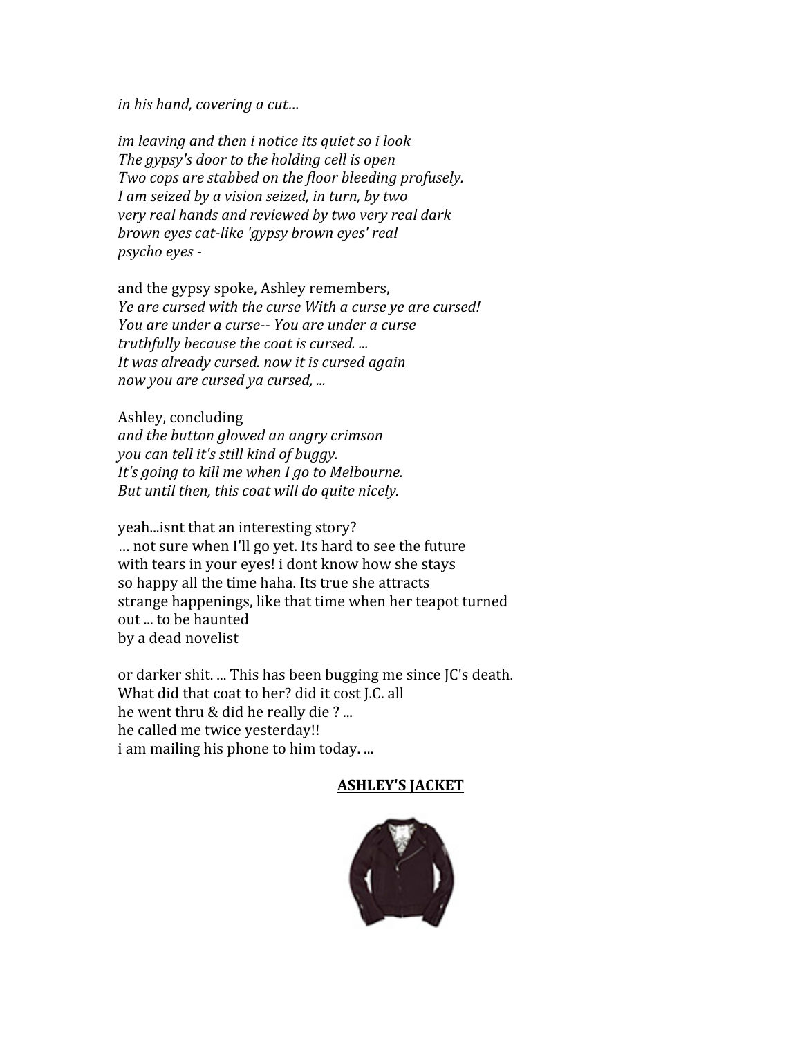*in his hand, covering a cut…*

*im leaving and then i notice its quiet so i look*
*The gypsy's door to the holding cell is open*
*Two cops are stabbed on the floor bleeding profusely.*
*I am seized by a vision seized, in turn, by two*
*very real hands and reviewed by two very real dark*
*brown eyes cat-like 'gypsy brown eyes' real*
*psycho eyes -*

and the gypsy spoke, Ashley remembers,
*Ye are cursed with the curse With a curse ye are cursed!*
*You are under a curse-- You are under a curse*
*truthfully because the coat is cursed. ...*
*It was already cursed. now it is cursed again*
*now you are cursed ya cursed, ...*

Ashley, concluding
*and the button glowed an angry crimson*
*you can tell it's still kind of buggy.*
*It's going to kill me when I go to Melbourne.*
*But until then, this coat will do quite nicely.*

yeah...isnt that an interesting story?
… not sure when I'll go yet. Its hard to see the future
with tears in your eyes! i dont know how she stays
so happy all the time haha. Its true she attracts
strange happenings, like that time when her teapot turned
out ... to be haunted
by a dead novelist

or darker shit. ... This has been bugging me since JC's death.
What did that coat to her? did it cost J.C. all
he went thru & did he really die ? ...
he called me twice yesterday!!
i am mailing his phone to him today. ...

**ASHLEY'S JACKET**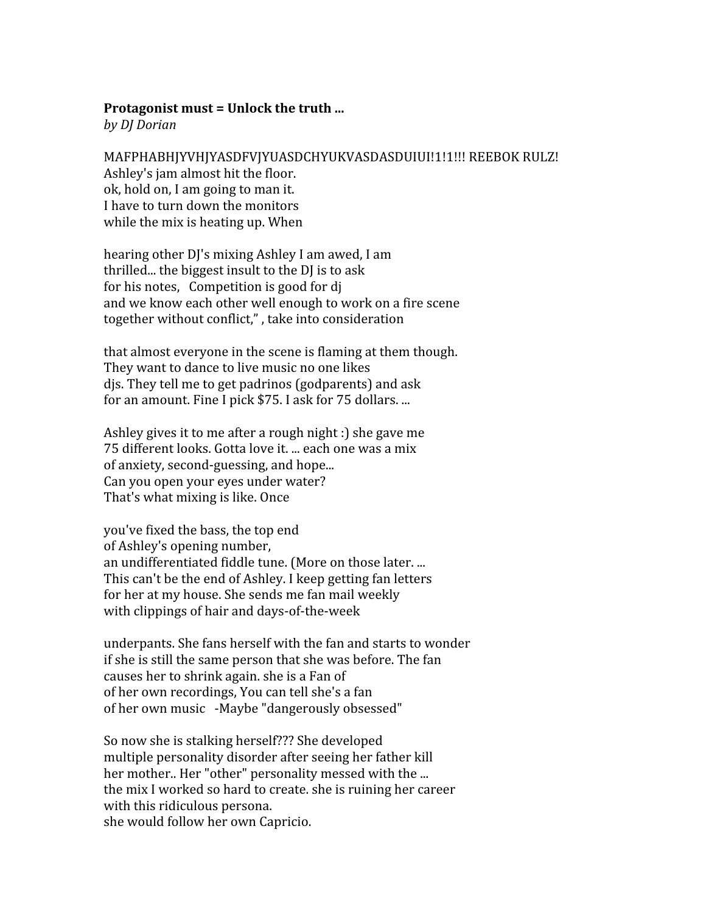**Protagonist must = Unlock the truth ...**
*by DJ Dorian*

MAFPHABHJYVHJYASDFVJYUASDCHYUKVASDASDUIUI!1!1!!! REEBOK RULZ!
Ashley's jam almost hit the floor.
ok, hold on, I am going to man it.
I have to turn down the monitors
while the mix is heating up. When

hearing other DJ's mixing Ashley I am awed, I am
thrilled... the biggest insult to the DJ is to ask
for his notes,   Competition is good for dj
and we know each other well enough to work on a fire scene
together without conflict," , take into consideration

that almost everyone in the scene is flaming at them though.
They want to dance to live music no one likes
djs. They tell me to get padrinos (godparents) and ask
for an amount. Fine I pick $75. I ask for 75 dollars. ...

Ashley gives it to me after a rough night :) she gave me
75 different looks. Gotta love it. ... each one was a mix
of anxiety, second-guessing, and hope...
Can you open your eyes under water?
That's what mixing is like. Once

you've fixed the bass, the top end
of Ashley's opening number,
an undifferentiated fiddle tune. (More on those later. ...
This can't be the end of Ashley. I keep getting fan letters
for her at my house. She sends me fan mail weekly
with clippings of hair and days-of-the-week

underpants. She fans herself with the fan and starts to wonder
if she is still the same person that she was before. The fan
causes her to shrink again. she is a Fan of
of her own recordings, You can tell she's a fan
of her own music   -Maybe "dangerously obsessed"

So now she is stalking herself??? She developed
multiple personality disorder after seeing her father kill
her mother.. Her "other" personality messed with the ...
the mix I worked so hard to create. she is ruining her career
with this ridiculous persona.
she would follow her own Capricio.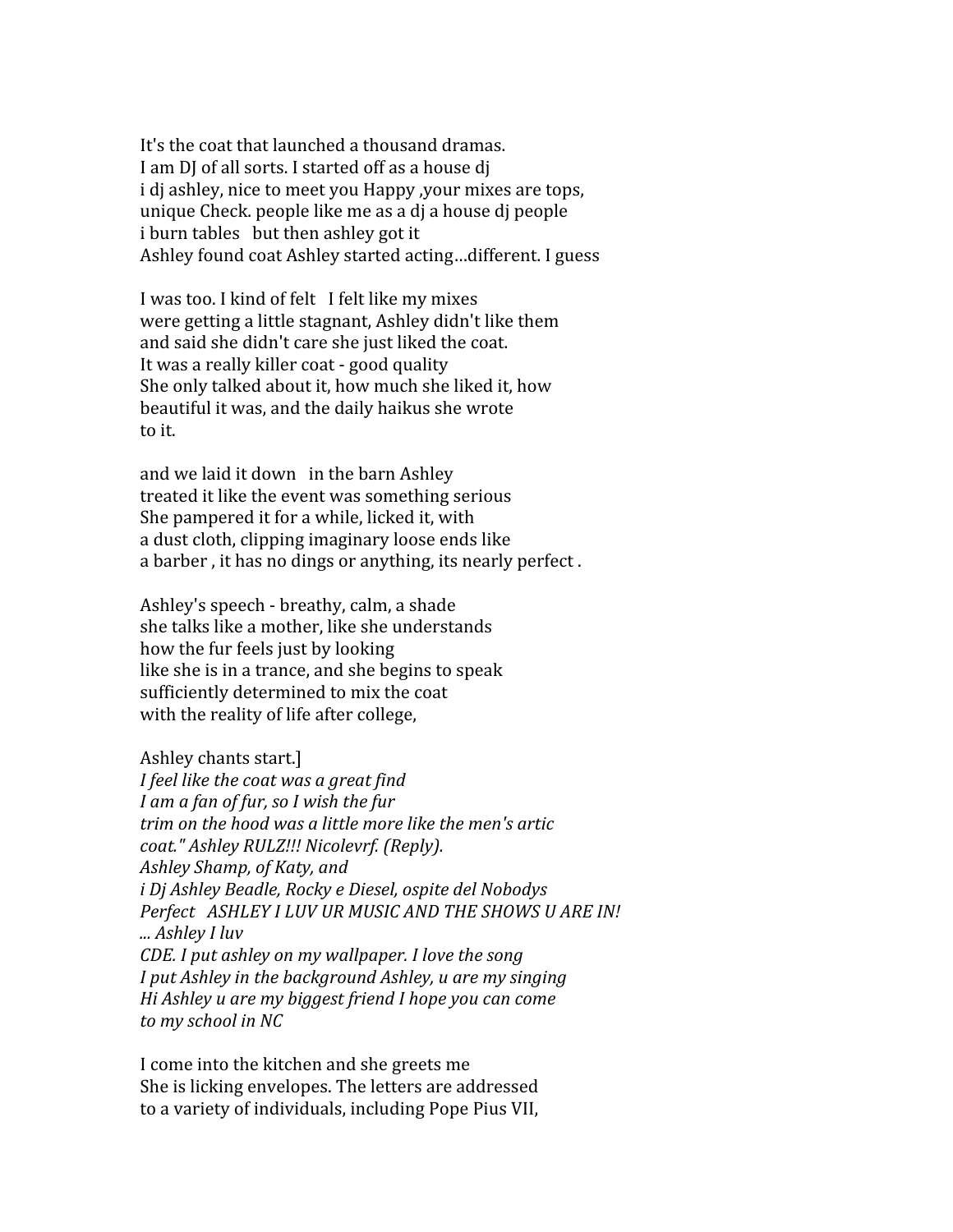It's the coat that launched a thousand dramas.  
I am DJ of all sorts. I started off as a house dj  
i dj ashley, nice to meet you Happy ,your mixes are tops,  
unique Check. people like me as a dj a house dj people  
i burn tables   but then ashley got it  
Ashley found coat Ashley started acting…different. I guess

I was too. I kind of felt   I felt like my mixes  
were getting a little stagnant, Ashley didn't like them  
and said she didn't care she just liked the coat.  
It was a really killer coat - good quality  
She only talked about it, how much she liked it, how  
beautiful it was, and the daily haikus she wrote  
to it.

and we laid it down   in the barn Ashley  
treated it like the event was something serious  
She pampered it for a while, licked it, with  
a dust cloth, clipping imaginary loose ends like  
a barber , it has no dings or anything, its nearly perfect .

Ashley's speech - breathy, calm, a shade  
she talks like a mother, like she understands  
how the fur feels just by looking  
like she is in a trance, and she begins to speak  
sufficiently determined to mix the coat  
with the reality of life after college,

Ashley chants start.]  
*I feel like the coat was a great find*  
*I am a fan of fur, so I wish the fur*  
*trim on the hood was a little more like the men's artic*  
*coat." Ashley RULZ!!! Nicolevrf. (Reply).*  
*Ashley Shamp, of Katy, and*  
*i Dj Ashley Beadle, Rocky e Diesel, ospite del Nobodys*  
*Perfect   ASHLEY I LUV UR MUSIC AND THE SHOWS U ARE IN!*  
*... Ashley I luv*  
*CDE. I put ashley on my wallpaper. I love the song*  
*I put Ashley in the background Ashley, u are my singing*  
*Hi Ashley u are my biggest friend I hope you can come*  
*to my school in NC*

I come into the kitchen and she greets me  
She is licking envelopes. The letters are addressed  
to a variety of individuals, including Pope Pius VII,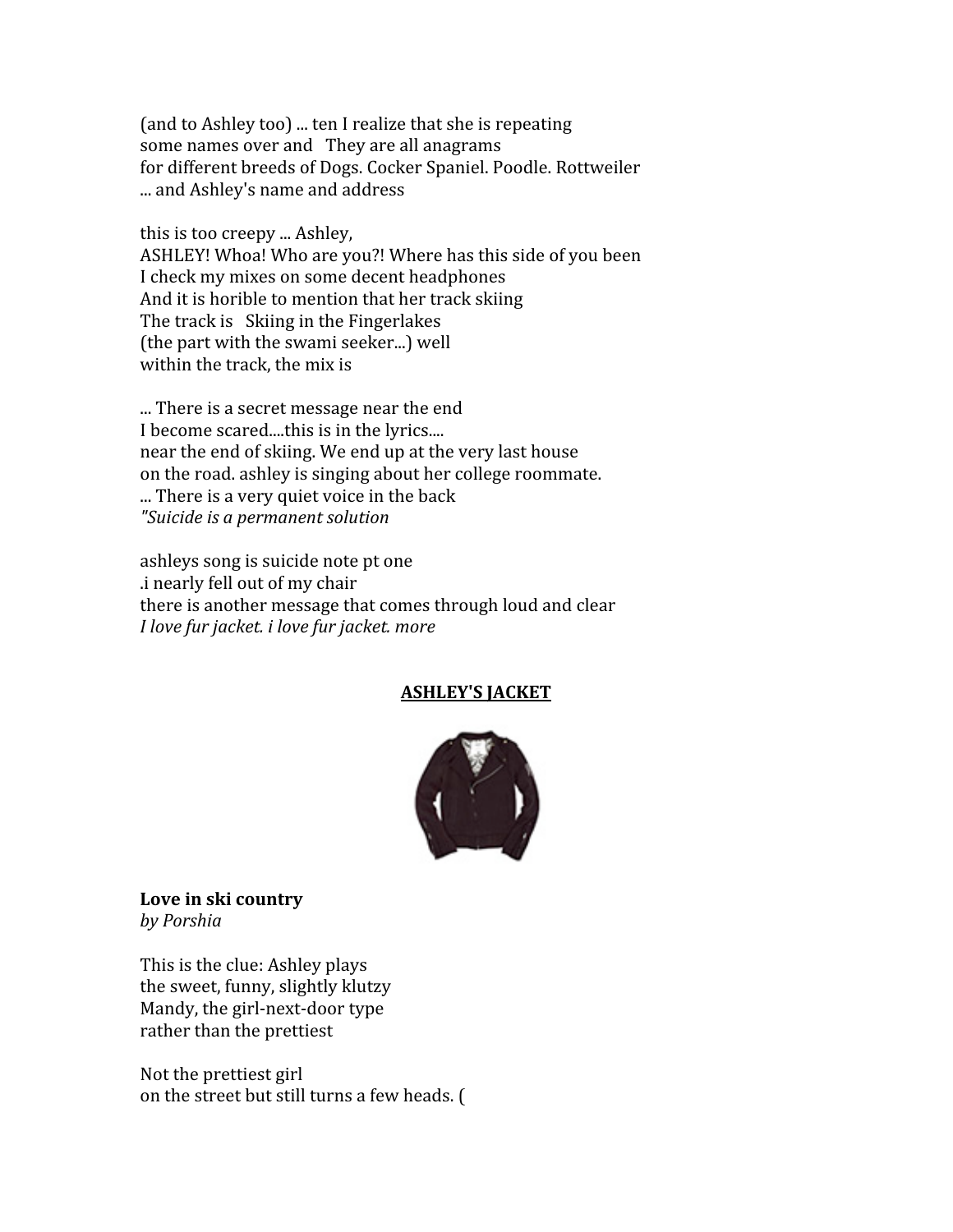(and to Ashley too) ... ten I realize that she is repeating
some names over and   They are all anagrams
for different breeds of Dogs. Cocker Spaniel. Poodle. Rottweiler
... and Ashley's name and address

this is too creepy ... Ashley,
ASHLEY! Whoa! Who are you?! Where has this side of you been
I check my mixes on some decent headphones
And it is horible to mention that her track skiing
The track is   Skiing in the Fingerlakes
(the part with the swami seeker...) well
within the track, the mix is

... There is a secret message near the end
I become scared....this is in the lyrics....
near the end of skiing. We end up at the very last house
on the road. ashley is singing about her college roommate.
... There is a very quiet voice in the back
*"Suicide is a permanent solution*

ashleys song is suicide note pt one
.i nearly fell out of my chair
there is another message that comes through loud and clear
*I love fur jacket. i love fur jacket. more*

**ASHLEY'S JACKET**

**Love in ski country**
*by Porshia*

This is the clue: Ashley plays
the sweet, funny, slightly klutzy
Mandy, the girl-next-door type
rather than the prettiest

Not the prettiest girl
on the street but still turns a few heads. (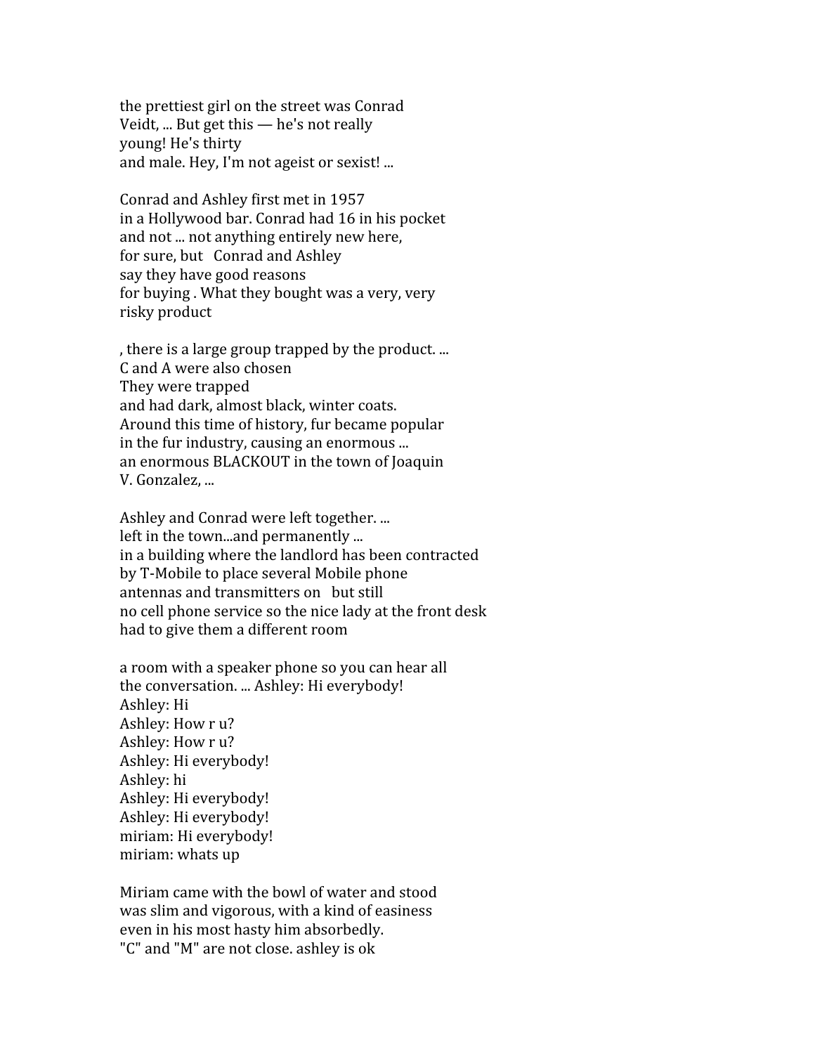the prettiest girl on the street was Conrad
Veidt, ... But get this — he's not really
young! He's thirty
and male. Hey, I'm not ageist or sexist! ...

Conrad and Ashley first met in 1957
in a Hollywood bar. Conrad had 16 in his pocket
and not ... not anything entirely new here,
for sure, but  Conrad and Ashley
say they have good reasons
for buying . What they bought was a very, very
risky product

, there is a large group trapped by the product. ...
C and A were also chosen
They were trapped
and had dark, almost black, winter coats.
Around this time of history, fur became popular
in the fur industry, causing an enormous ...
an enormous BLACKOUT in the town of Joaquin
V. Gonzalez, ...

Ashley and Conrad were left together. ...
left in the town...and permanently ...
in a building where the landlord has been contracted
by T-Mobile to place several Mobile phone
antennas and transmitters on  but still
no cell phone service so the nice lady at the front desk
had to give them a different room

a room with a speaker phone so you can hear all
the conversation. ... Ashley: Hi everybody!
Ashley: Hi
Ashley: How r u?
Ashley: How r u?
Ashley: Hi everybody!
Ashley: hi
Ashley: Hi everybody!
Ashley: Hi everybody!
miriam: Hi everybody!
miriam: whats up

Miriam came with the bowl of water and stood
was slim and vigorous, with a kind of easiness
even in his most hasty him absorbedly.
"C" and "M" are not close. ashley is ok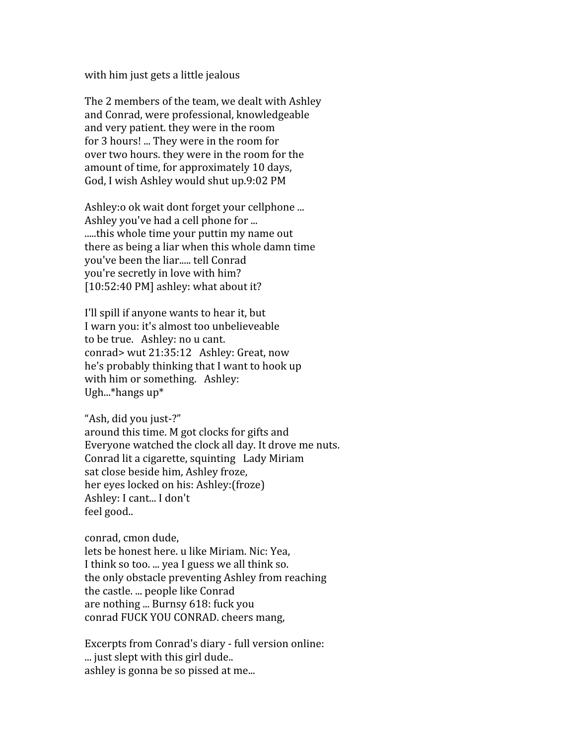with him just gets a little jealous

The 2 members of the team, we dealt with Ashley
and Conrad, were professional, knowledgeable
and very patient. they were in the room
for 3 hours! ... They were in the room for
over two hours. they were in the room for the
amount of time, for approximately 10 days,
God, I wish Ashley would shut up.9:02 PM

Ashley:o ok wait dont forget your cellphone ...
Ashley you've had a cell phone for ...
.....this whole time your puttin my name out
there as being a liar when this whole damn time
you've been the liar..... tell Conrad
you're secretly in love with him?
[10:52:40 PM] ashley: what about it?

I'll spill if anyone wants to hear it, but
I warn you: it's almost too unbelieveable
to be true.   Ashley: no u cant.
conrad> wut 21:35:12   Ashley: Great, now
he's probably thinking that I want to hook up
with him or something.   Ashley:
Ugh...*hangs up*

"Ash, did you just-?"
around this time. M got clocks for gifts and
Everyone watched the clock all day. It drove me nuts.
Conrad lit a cigarette, squinting   Lady Miriam
sat close beside him, Ashley froze,
her eyes locked on his: Ashley:(froze)
Ashley: I cant... I don't
feel good..

conrad, cmon dude,
lets be honest here. u like Miriam. Nic: Yea,
I think so too. ... yea I guess we all think so.
the only obstacle preventing Ashley from reaching
the castle. ... people like Conrad
are nothing ... Burnsy 618: fuck you
conrad FUCK YOU CONRAD. cheers mang,

Excerpts from Conrad's diary - full version online:
... just slept with this girl dude..
ashley is gonna be so pissed at me...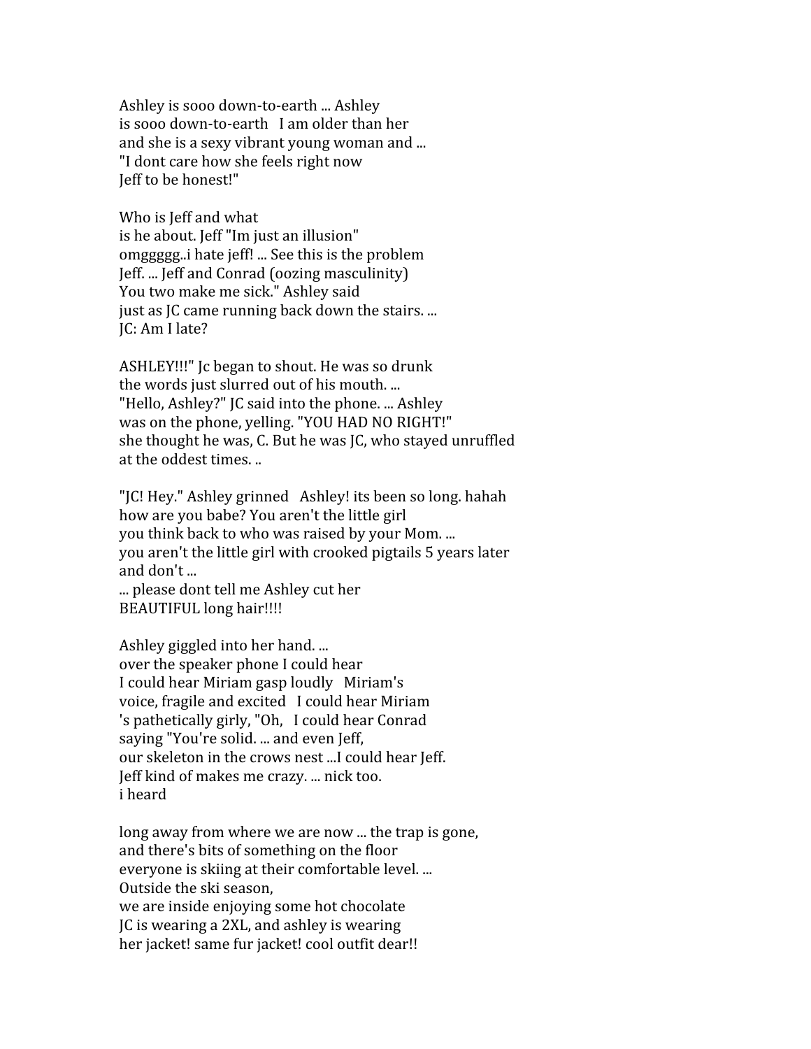Ashley is sooo down-to-earth ... Ashley
is sooo down-to-earth   I am older than her
and she is a sexy vibrant young woman and ...
"I dont care how she feels right now
Jeff to be honest!"

Who is Jeff and what
is he about. Jeff "Im just an illusion"
omggggg..i hate jeff! ... See this is the problem
Jeff. ... Jeff and Conrad (oozing masculinity)
You two make me sick." Ashley said
just as JC came running back down the stairs. ...
JC: Am I late?

ASHLEY!!!" Jc began to shout. He was so drunk
the words just slurred out of his mouth. ...
"Hello, Ashley?" JC said into the phone. ... Ashley
was on the phone, yelling. "YOU HAD NO RIGHT!"
she thought he was, C. But he was JC, who stayed unruffled
at the oddest times. ..

"JC! Hey." Ashley grinned   Ashley! its been so long. hahah
how are you babe? You aren't the little girl
you think back to who was raised by your Mom. ...
you aren't the little girl with crooked pigtails 5 years later
and don't ...
... please dont tell me Ashley cut her
BEAUTIFUL long hair!!!!

Ashley giggled into her hand. ...
over the speaker phone I could hear
I could hear Miriam gasp loudly   Miriam's
voice, fragile and excited   I could hear Miriam
's pathetically girly, "Oh,   I could hear Conrad
saying "You're solid. ... and even Jeff,
our skeleton in the crows nest ...I could hear Jeff.
Jeff kind of makes me crazy. ... nick too.
i heard

long away from where we are now ... the trap is gone,
and there's bits of something on the floor
everyone is skiing at their comfortable level. ...
Outside the ski season,
we are inside enjoying some hot chocolate
JC is wearing a 2XL, and ashley is wearing
her jacket! same fur jacket! cool outfit dear!!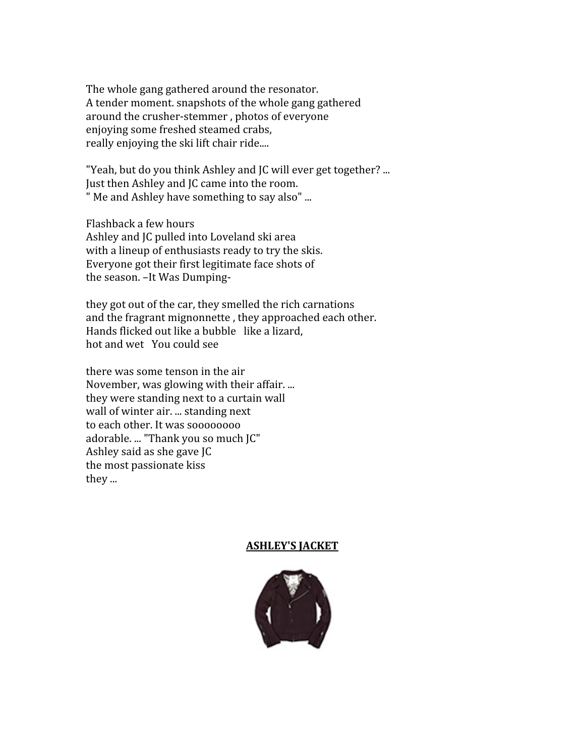The whole gang gathered around the resonator.
A tender moment. snapshots of the whole gang gathered
around the crusher-stemmer , photos of everyone
enjoying some freshed steamed crabs,
really enjoying the ski lift chair ride....

"Yeah, but do you think Ashley and JC will ever get together? ...
Just then Ashley and JC came into the room.
" Me and Ashley have something to say also" ...

Flashback a few hours
Ashley and JC pulled into Loveland ski area
with a lineup of enthusiasts ready to try the skis.
Everyone got their first legitimate face shots of
the season. –It Was Dumping-

they got out of the car, they smelled the rich carnations
and the fragrant mignonnette , they approached each other.
Hands flicked out like a bubble   like a lizard,
hot and wet   You could see

there was some tenson in the air
November, was glowing with their affair. ...
they were standing next to a curtain wall
wall of winter air. ... standing next
to each other. It was soooooooo
adorable. ... "Thank you so much JC"
Ashley said as she gave JC
the most passionate kiss
they ...

**<u>ASHLEY'S JACKET</u>**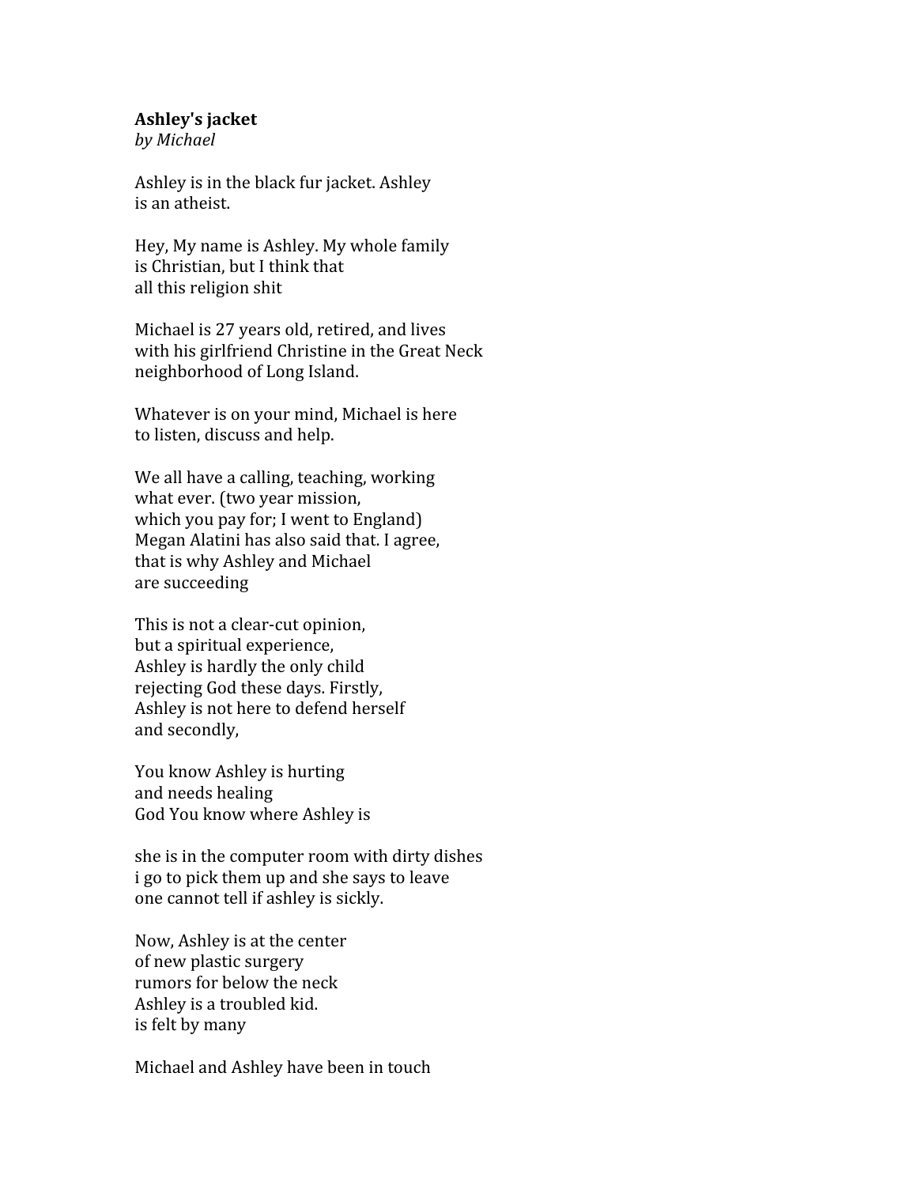**Ashley's jacket**
*by Michael*

Ashley is in the black fur jacket. Ashley
is an atheist.

Hey, My name is Ashley. My whole family
is Christian, but I think that
all this religion shit

Michael is 27 years old, retired, and lives
with his girlfriend Christine in the Great Neck
neighborhood of Long Island.

Whatever is on your mind, Michael is here
to listen, discuss and help.

We all have a calling, teaching, working
what ever. (two year mission,
which you pay for; I went to England)
Megan Alatini has also said that. I agree,
that is why Ashley and Michael
are succeeding

This is not a clear-cut opinion,
but a spiritual experience,
Ashley is hardly the only child
rejecting God these days. Firstly,
Ashley is not here to defend herself
and secondly,

You know Ashley is hurting
and needs healing
God You know where Ashley is

she is in the computer room with dirty dishes
i go to pick them up and she says to leave
one cannot tell if ashley is sickly.

Now, Ashley is at the center
of new plastic surgery
rumors for below the neck
Ashley is a troubled kid.
is felt by many

Michael and Ashley have been in touch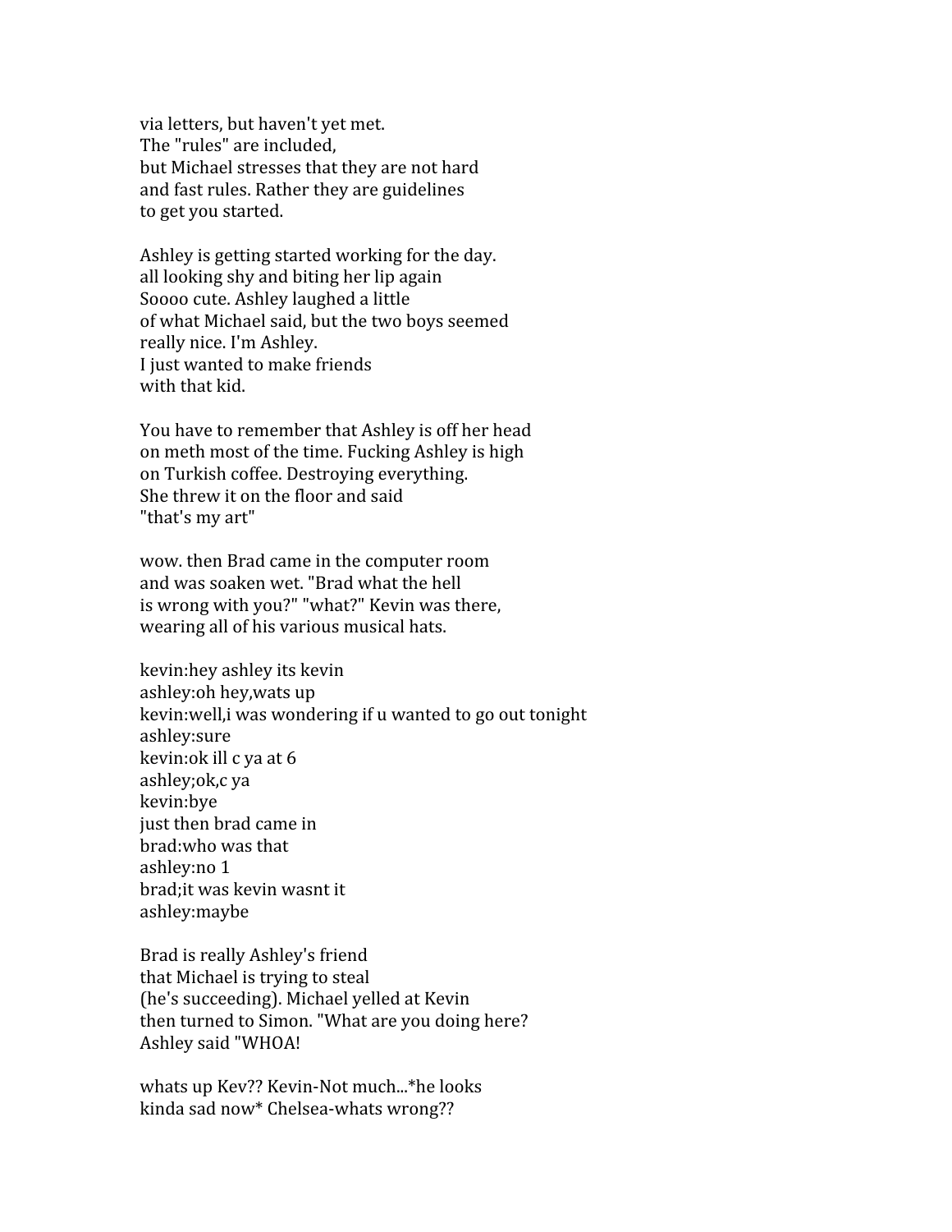via letters, but haven't yet met.
The "rules" are included,
but Michael stresses that they are not hard
and fast rules. Rather they are guidelines
to get you started.

Ashley is getting started working for the day.
all looking shy and biting her lip again
Soooo cute. Ashley laughed a little
of what Michael said, but the two boys seemed
really nice. I'm Ashley.
I just wanted to make friends
with that kid.

You have to remember that Ashley is off her head
on meth most of the time. Fucking Ashley is high
on Turkish coffee. Destroying everything.
She threw it on the floor and said
"that's my art"

wow. then Brad came in the computer room
and was soaken wet. "Brad what the hell
is wrong with you?" "what?" Kevin was there,
wearing all of his various musical hats.

kevin:hey ashley its kevin
ashley:oh hey,wats up
kevin:well,i was wondering if u wanted to go out tonight
ashley:sure
kevin:ok ill c ya at 6
ashley;ok,c ya
kevin:bye
just then brad came in
brad:who was that
ashley:no 1
brad;it was kevin wasnt it
ashley:maybe

Brad is really Ashley's friend
that Michael is trying to steal
(he's succeeding). Michael yelled at Kevin
then turned to Simon. "What are you doing here?
Ashley said "WHOA!

whats up Kev?? Kevin-Not much...*he looks
kinda sad now* Chelsea-whats wrong??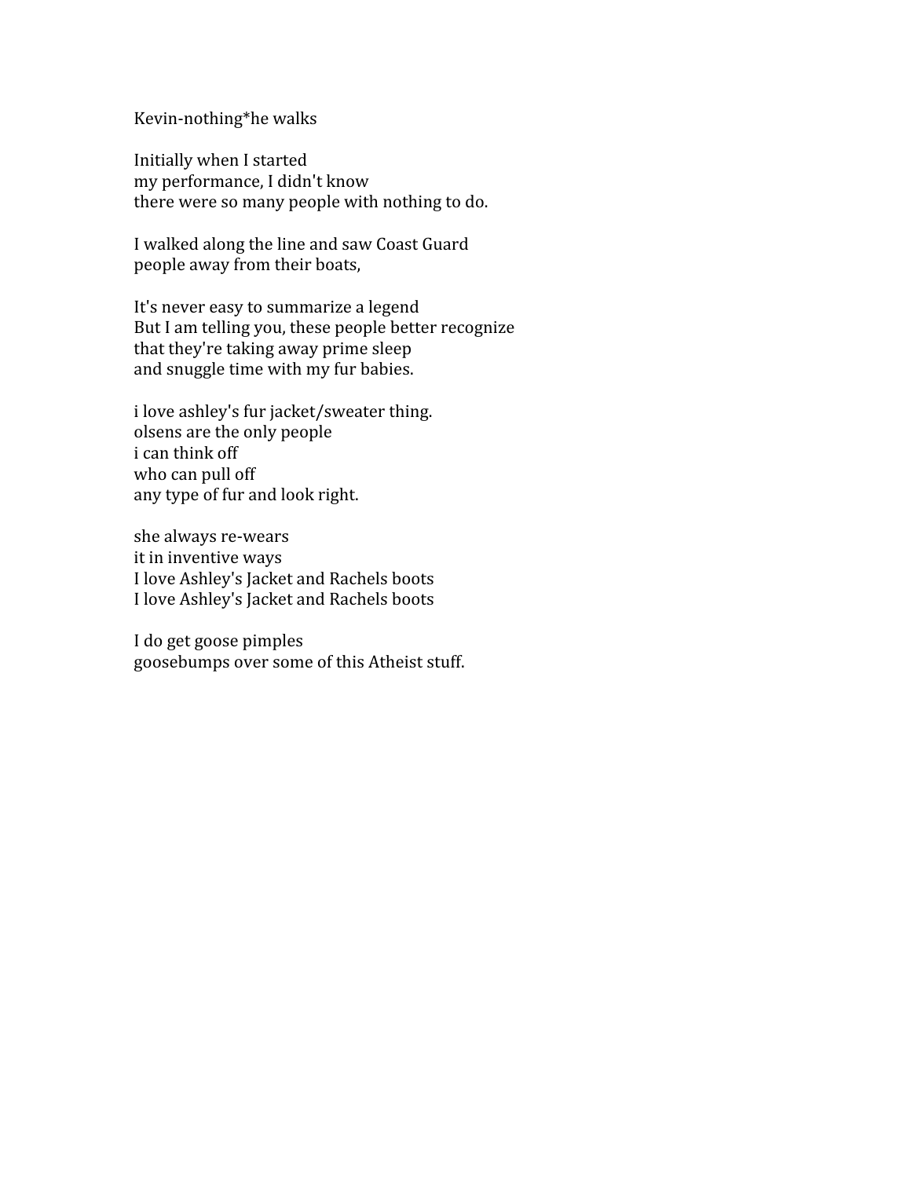Kevin-nothing*he walks

Initially when I started
my performance, I didn't know
there were so many people with nothing to do.

I walked along the line and saw Coast Guard
people away from their boats,

It's never easy to summarize a legend
But I am telling you, these people better recognize
that they're taking away prime sleep
and snuggle time with my fur babies.

i love ashley's fur jacket/sweater thing.
olsens are the only people
i can think off
who can pull off
any type of fur and look right.

she always re-wears
it in inventive ways
I love Ashley's Jacket and Rachels boots
I love Ashley's Jacket and Rachels boots

I do get goose pimples
goosebumps over some of this Atheist stuff.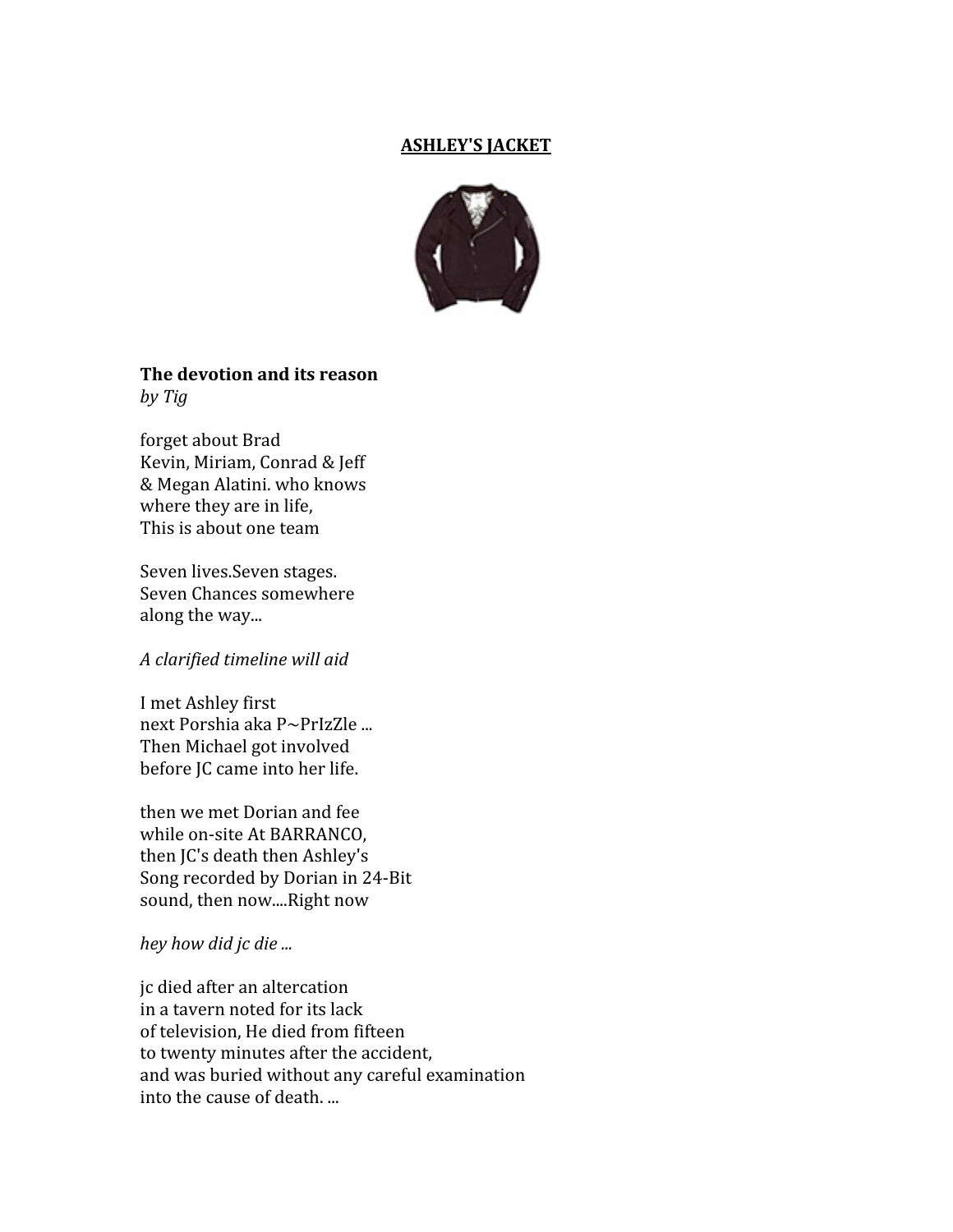<u>**ASHLEY'S JACKET**</u>

**The devotion and its reason**
*by Tig*

forget about Brad
Kevin, Miriam, Conrad & Jeff
& Megan Alatini. who knows
where they are in life,
This is about one team

Seven lives.Seven stages.
Seven Chances somewhere
along the way...

*A clarified timeline will aid*

I met Ashley first
next Porshia aka P~PrIzZle ...
Then Michael got involved
before JC came into her life.

then we met Dorian and fee
while on-site At BARRANCO,
then JC's death then Ashley's
Song recorded by Dorian in 24-Bit
sound, then now....Right now

*hey how did jc die ...*

jc died after an altercation
in a tavern noted for its lack
of television, He died from fifteen
to twenty minutes after the accident,
and was buried without any careful examination
into the cause of death. ...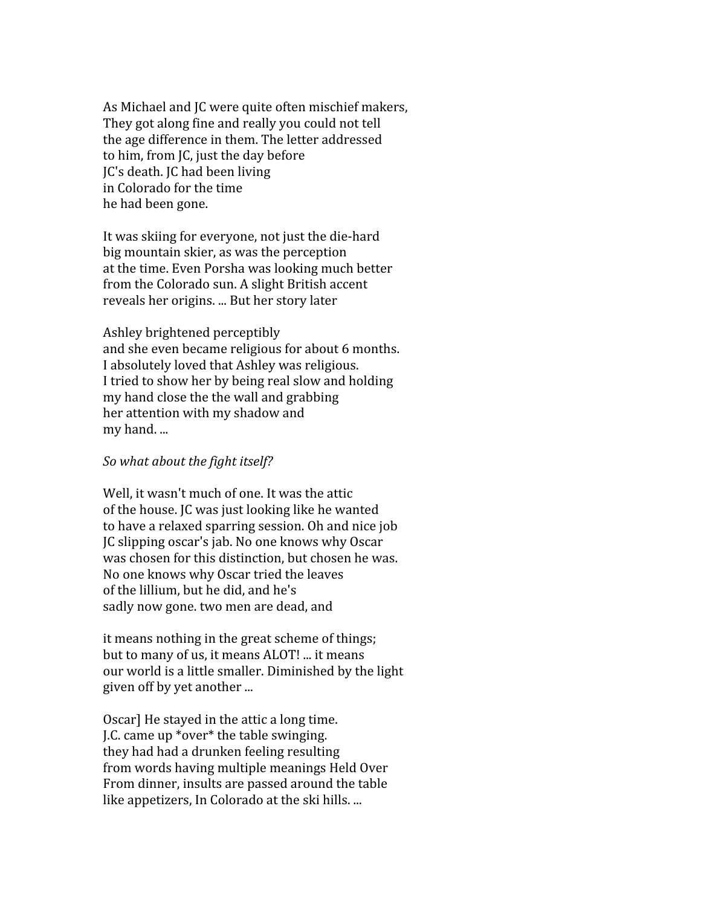As Michael and JC were quite often mischief makers,
They got along fine and really you could not tell
the age difference in them. The letter addressed
to him, from JC, just the day before
JC's death. JC had been living
in Colorado for the time
he had been gone.

It was skiing for everyone, not just the die-hard
big mountain skier, as was the perception
at the time. Even Porsha was looking much better
from the Colorado sun. A slight British accent
reveals her origins. ... But her story later

Ashley brightened perceptibly
and she even became religious for about 6 months.
I absolutely loved that Ashley was religious.
I tried to show her by being real slow and holding
my hand close the the wall and grabbing
her attention with my shadow and
my hand. ...

*So what about the fight itself?*

Well, it wasn't much of one. It was the attic
of the house. JC was just looking like he wanted
to have a relaxed sparring session. Oh and nice job
JC slipping oscar's jab. No one knows why Oscar
was chosen for this distinction, but chosen he was.
No one knows why Oscar tried the leaves
of the lillium, but he did, and he's
sadly now gone. two men are dead, and

it means nothing in the great scheme of things;
but to many of us, it means ALOT! ... it means
our world is a little smaller. Diminished by the light
given off by yet another ...

Oscar] He stayed in the attic a long time.
J.C. came up *over* the table swinging.
they had had a drunken feeling resulting
from words having multiple meanings Held Over
From dinner, insults are passed around the table
like appetizers, In Colorado at the ski hills. ...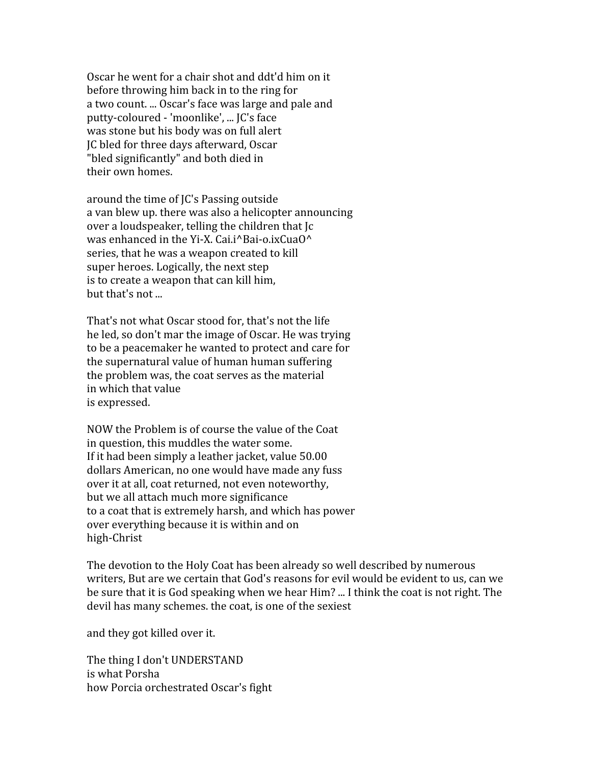Oscar he went for a chair shot and ddt'd him on it
before throwing him back in to the ring for
a two count. ... Oscar's face was large and pale and
putty-coloured - 'moonlike', ... JC's face
was stone but his body was on full alert
JC bled for three days afterward, Oscar
"bled significantly" and both died in
their own homes.

around the time of JC's Passing outside
a van blew up. there was also a helicopter announcing
over a loudspeaker, telling the children that Jc
was enhanced in the Yi-X. Cai.i^Bai-o.ixCuaO^
series, that he was a weapon created to kill
super heroes. Logically, the next step
is to create a weapon that can kill him,
but that's not ...

That's not what Oscar stood for, that's not the life
he led, so don't mar the image of Oscar. He was trying
to be a peacemaker he wanted to protect and care for
the supernatural value of human human suffering
the problem was, the coat serves as the material
in which that value
is expressed.

NOW the Problem is of course the value of the Coat
in question, this muddles the water some.
If it had been simply a leather jacket, value 50.00
dollars American, no one would have made any fuss
over it at all, coat returned, not even noteworthy,
but we all attach much more significance
to a coat that is extremely harsh, and which has power
over everything because it is within and on
high-Christ

The devotion to the Holy Coat has been already so well described by numerous writers, But are we certain that God's reasons for evil would be evident to us, can we be sure that it is God speaking when we hear Him? ... I think the coat is not right. The devil has many schemes. the coat, is one of the sexiest

and they got killed over it.

The thing I don't UNDERSTAND
is what Porsha
how Porcia orchestrated Oscar's fight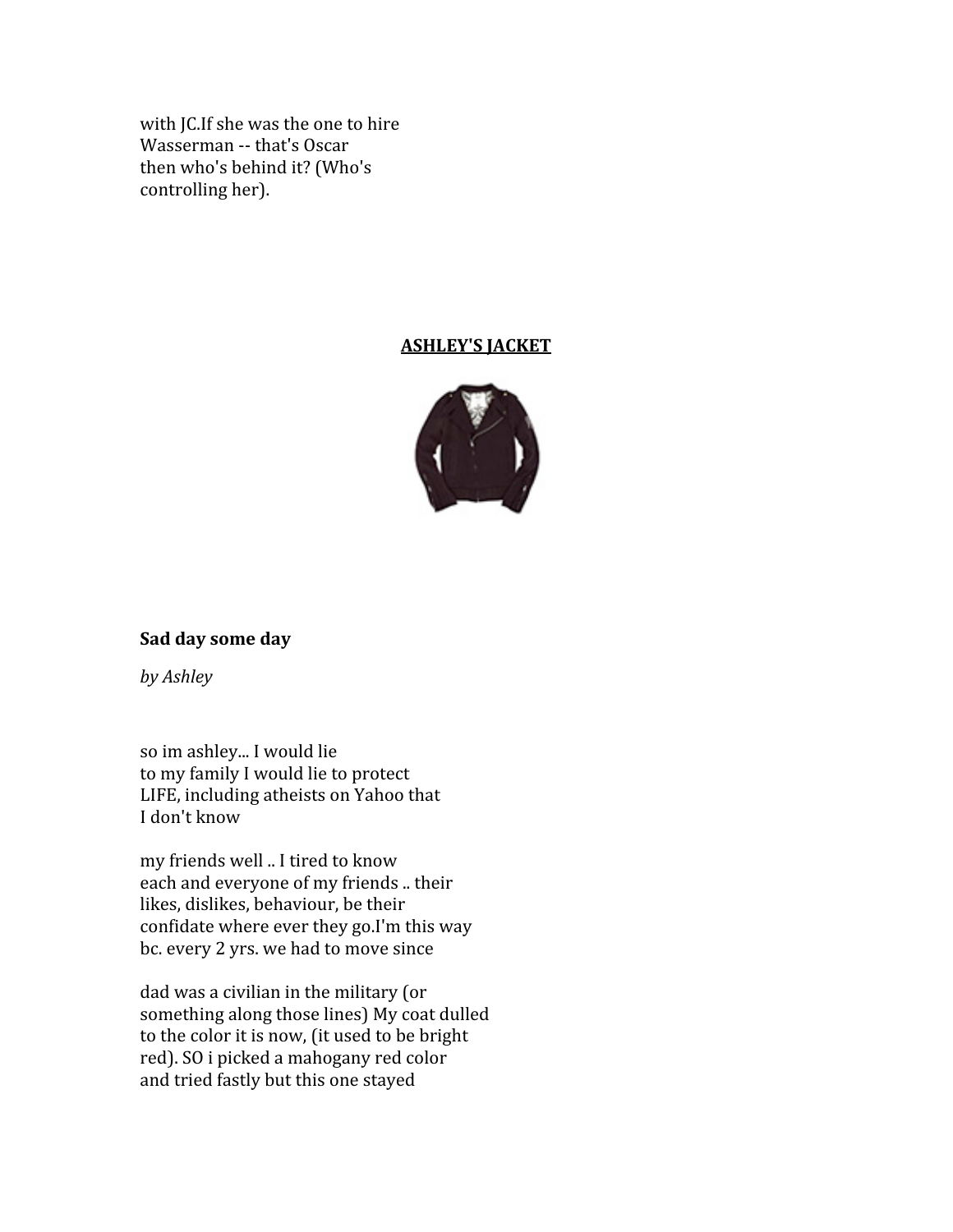with JC.If she was the one to hire
Wasserman -- that's Oscar
then who's behind it? (Who's
controlling her).

**<u>ASHLEY'S JACKET</u>**

**Sad day some day**

*by Ashley*

so im ashley... I would lie
to my family I would lie to protect
LIFE, including atheists on Yahoo that
I don't know

my friends well .. I tired to know
each and everyone of my friends .. their
likes, dislikes, behaviour, be their
confidate where ever they go.I'm this way
bc. every 2 yrs. we had to move since

dad was a civilian in the military (or
something along those lines) My coat dulled
to the color it is now, (it used to be bright
red). SO i picked a mahogany red color
and tried fastly but this one stayed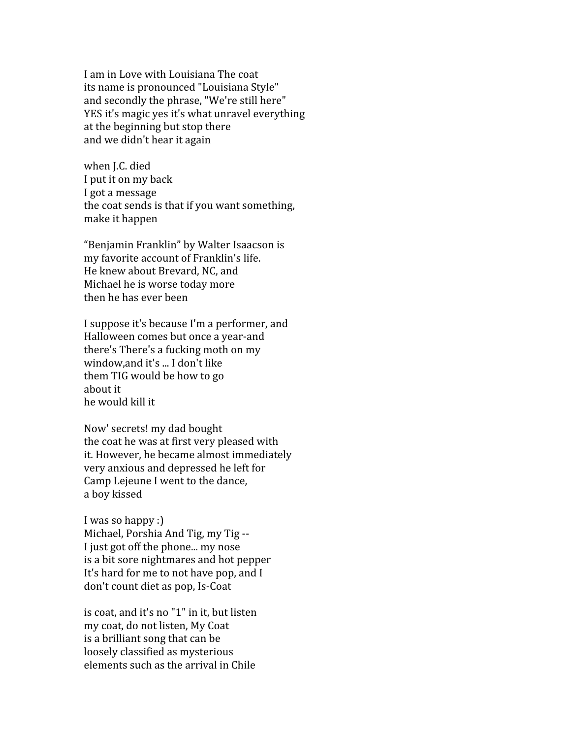I am in Love with Louisiana The coat
its name is pronounced "Louisiana Style"
and secondly the phrase, "We're still here"
YES it's magic yes it's what unravel everything
at the beginning but stop there
and we didn't hear it again

when J.C. died
I put it on my back
I got a message
the coat sends is that if you want something,
make it happen

“Benjamin Franklin” by Walter Isaacson is
my favorite account of Franklin's life.
He knew about Brevard, NC, and
Michael he is worse today more
then he has ever been

I suppose it's because I'm a performer, and
Halloween comes but once a year-and
there's There's a fucking moth on my
window,and it's ... I don't like
them TIG would be how to go
about it
he would kill it

Now' secrets! my dad bought
the coat he was at first very pleased with
it. However, he became almost immediately
very anxious and depressed he left for
Camp Lejeune I went to the dance,
a boy kissed

I was so happy :)
Michael, Porshia And Tig, my Tig --
I just got off the phone... my nose
is a bit sore nightmares and hot pepper
It's hard for me to not have pop, and I
don't count diet as pop, Is-Coat

is coat, and it's no "1" in it, but listen
my coat, do not listen, My Coat
is a brilliant song that can be
loosely classified as mysterious
elements such as the arrival in Chile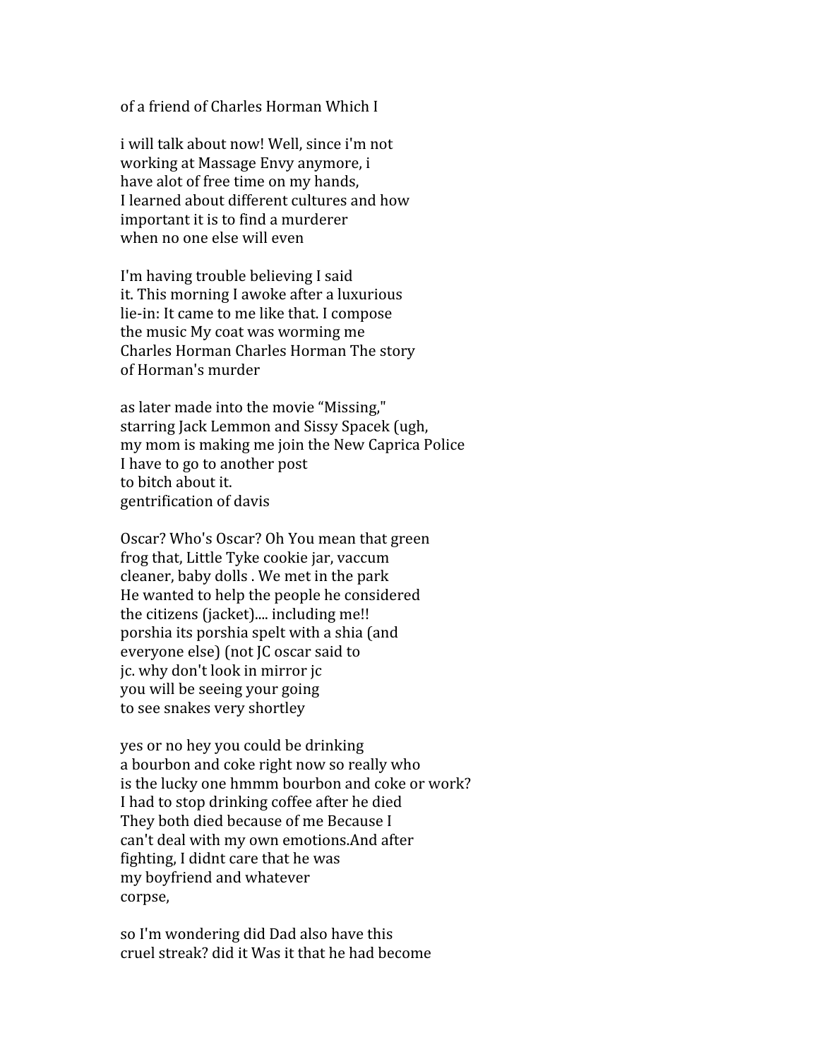of a friend of Charles Horman Which I

i will talk about now! Well, since i'm not  
working at Massage Envy anymore, i  
have alot of free time on my hands,  
I learned about different cultures and how  
important it is to find a murderer  
when no one else will even

I'm having trouble believing I said  
it. This morning I awoke after a luxurious  
lie-in: It came to me like that. I compose  
the music My coat was worming me  
Charles Horman Charles Horman The story  
of Horman's murder

as later made into the movie "Missing,"  
starring Jack Lemmon and Sissy Spacek (ugh,  
my mom is making me join the New Caprica Police  
I have to go to another post  
to bitch about it.  
gentrification of davis

Oscar? Who's Oscar? Oh You mean that green  
frog that, Little Tyke cookie jar, vaccum  
cleaner, baby dolls . We met in the park  
He wanted to help the people he considered  
the citizens (jacket).... including me!!  
porshia its porshia spelt with a shia (and  
everyone else) (not JC oscar said to  
jc. why don't look in mirror jc  
you will be seeing your going  
to see snakes very shortley

yes or no hey you could be drinking  
a bourbon and coke right now so really who  
is the lucky one hmmm bourbon and coke or work?  
I had to stop drinking coffee after he died  
They both died because of me Because I  
can't deal with my own emotions.And after  
fighting, I didnt care that he was  
my boyfriend and whatever  
corpse,

so I'm wondering did Dad also have this  
cruel streak? did it Was it that he had become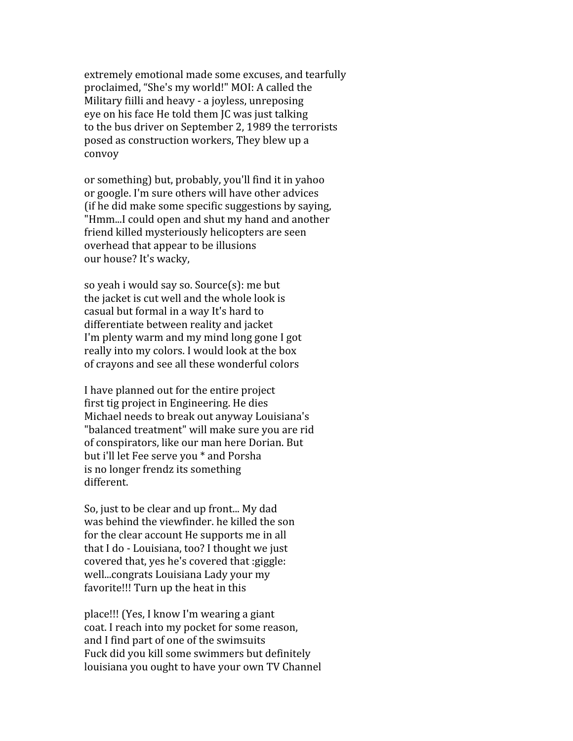extremely emotional made some excuses, and tearfully
proclaimed, “She's my world!" MOI: A called the
Military fiilli and heavy - a joyless, unreposing
eye on his face He told them JC was just talking
to the bus driver on September 2, 1989 the terrorists
posed as construction workers, They blew up a
convoy

or something) but, probably, you'll find it in yahoo
or google. I'm sure others will have other advices
(if he did make some specific suggestions by saying,
"Hmm...I could open and shut my hand and another
friend killed mysteriously helicopters are seen
overhead that appear to be illusions
our house? It's wacky,

so yeah i would say so. Source(s): me but
the jacket is cut well and the whole look is
casual but formal in a way It's hard to
differentiate between reality and jacket
I'm plenty warm and my mind long gone I got
really into my colors. I would look at the box
of crayons and see all these wonderful colors

I have planned out for the entire project
first tig project in Engineering. He dies
Michael needs to break out anyway Louisiana's
"balanced treatment" will make sure you are rid
of conspirators, like our man here Dorian. But
but i'll let Fee serve you * and Porsha
is no longer frendz its something
different.

So, just to be clear and up front... My dad
was behind the viewfinder. he killed the son
for the clear account He supports me in all
that I do - Louisiana, too? I thought we just
covered that, yes he's covered that :giggle:
well...congrats Louisiana Lady your my
favorite!!! Turn up the heat in this

place!!! (Yes, I know I'm wearing a giant
coat. I reach into my pocket for some reason,
and I find part of one of the swimsuits
Fuck did you kill some swimmers but definitely
louisiana you ought to have your own TV Channel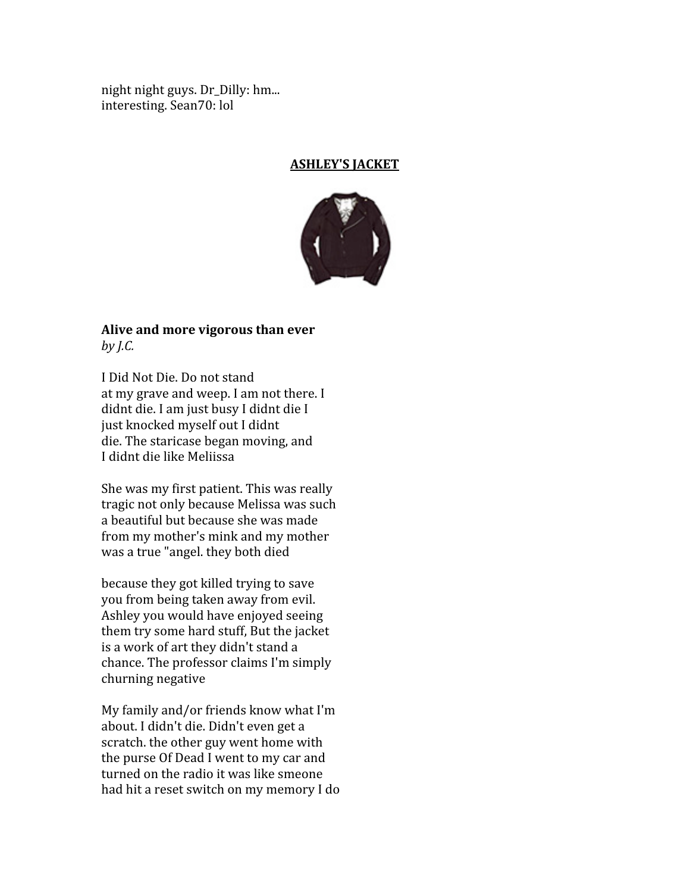night night guys. Dr_Dilly: hm...
interesting. Sean70: lol

**ASHLEY'S JACKET**

**Alive and more vigorous than ever**
*by J.C.*

I Did Not Die. Do not stand
at my grave and weep. I am not there. I
didnt die. I am just busy I didnt die I
just knocked myself out I didnt
die. The staricase began moving, and
I didnt die like Meliissa

She was my first patient. This was really
tragic not only because Melissa was such
a beautiful but because she was made
from my mother's mink and my mother
was a true "angel. they both died

because they got killed trying to save
you from being taken away from evil.
Ashley you would have enjoyed seeing
them try some hard stuff, But the jacket
is a work of art they didn't stand a
chance. The professor claims I'm simply
churning negative

My family and/or friends know what I'm
about. I didn't die. Didn't even get a
scratch. the other guy went home with
the purse Of Dead I went to my car and
turned on the radio it was like smeone
had hit a reset switch on my memory I do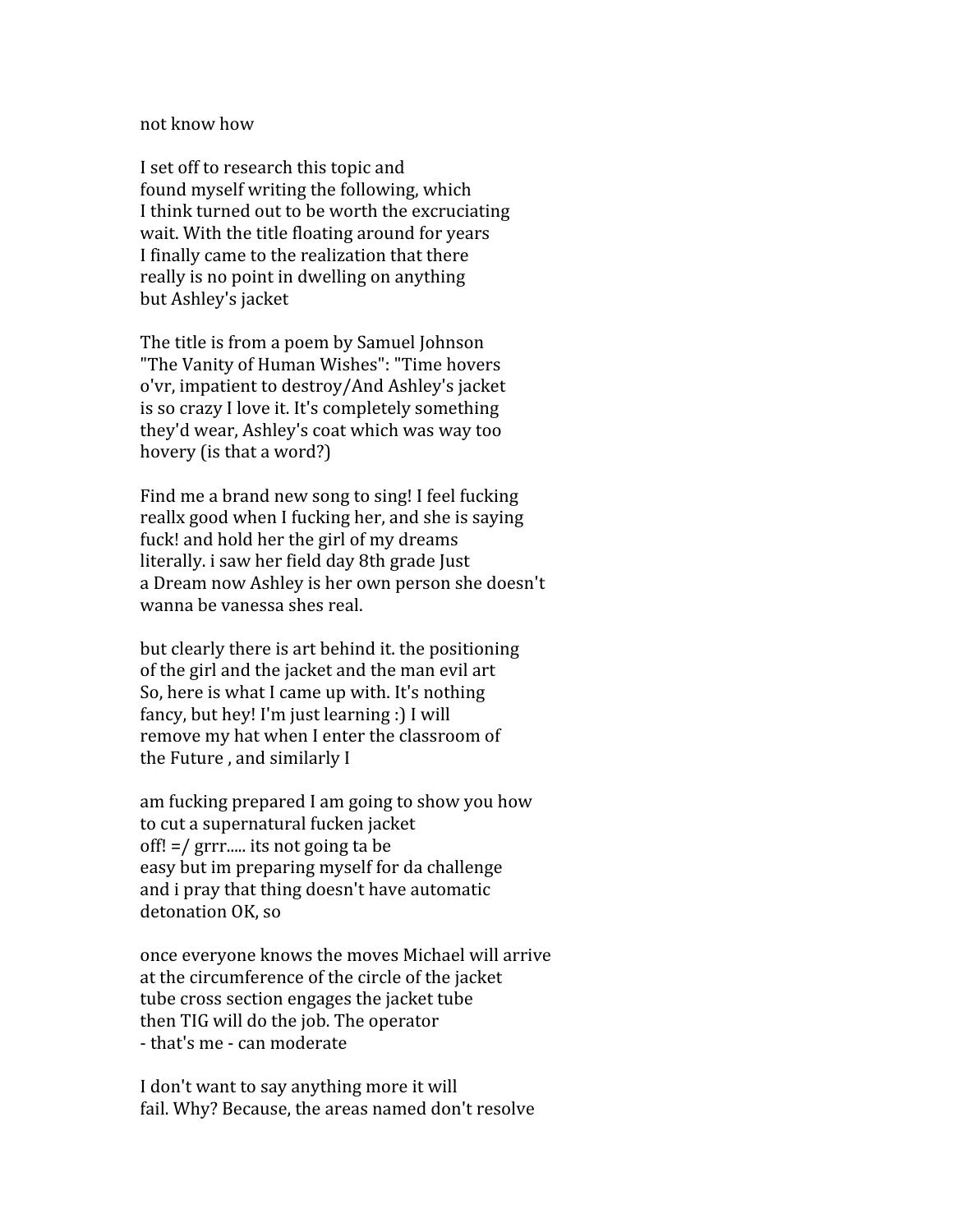not know how

I set off to research this topic and
found myself writing the following, which
I think turned out to be worth the excruciating
wait. With the title floating around for years
I finally came to the realization that there
really is no point in dwelling on anything
but Ashley's jacket

The title is from a poem by Samuel Johnson
"The Vanity of Human Wishes": "Time hovers
o'vr, impatient to destroy/And Ashley's jacket
is so crazy I love it. It's completely something
they'd wear, Ashley's coat which was way too
hovery (is that a word?)

Find me a brand new song to sing! I feel fucking
reallx good when I fucking her, and she is saying
fuck! and hold her the girl of my dreams
literally. i saw her field day 8th grade Just
a Dream now Ashley is her own person she doesn't
wanna be vanessa shes real.

but clearly there is art behind it. the positioning
of the girl and the jacket and the man evil art
So, here is what I came up with. It's nothing
fancy, but hey! I'm just learning :) I will
remove my hat when I enter the classroom of
the Future , and similarly I

am fucking prepared I am going to show you how
to cut a supernatural fucken jacket
off! =/ grrr..... its not going ta be
easy but im preparing myself for da challenge
and i pray that thing doesn't have automatic
detonation OK, so

once everyone knows the moves Michael will arrive
at the circumference of the circle of the jacket
tube cross section engages the jacket tube
then TIG will do the job. The operator
- that's me - can moderate

I don't want to say anything more it will
fail. Why? Because, the areas named don't resolve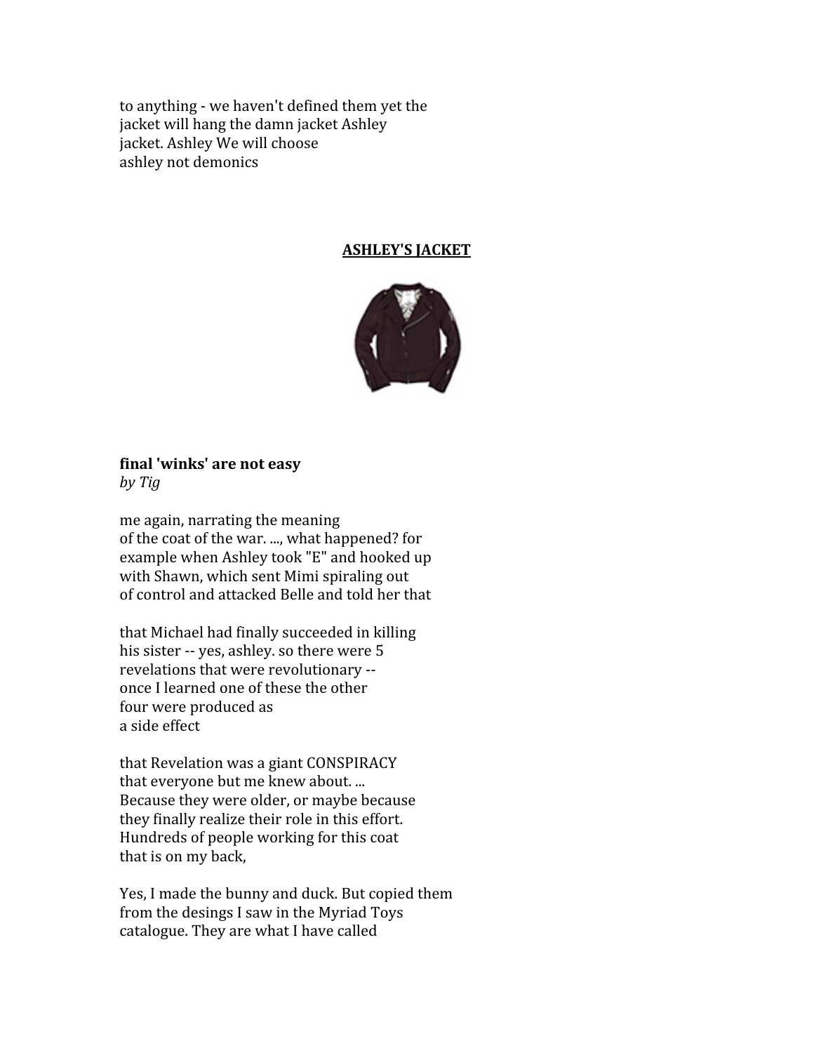to anything - we haven't defined them yet the
jacket will hang the damn jacket Ashley
jacket. Ashley We will choose
ashley not demonics

**ASHLEY'S JACKET**

**final 'winks' are not easy**
*by Tig*

me again, narrating the meaning
of the coat of the war. ..., what happened? for
example when Ashley took "E" and hooked up
with Shawn, which sent Mimi spiraling out
of control and attacked Belle and told her that

that Michael had finally succeeded in killing
his sister -- yes, ashley. so there were 5
revelations that were revolutionary --
once I learned one of these the other
four were produced as
a side effect

that Revelation was a giant CONSPIRACY
that everyone but me knew about. ...
Because they were older, or maybe because
they finally realize their role in this effort.
Hundreds of people working for this coat
that is on my back,

Yes, I made the bunny and duck. But copied them
from the desings I saw in the Myriad Toys
catalogue. They are what I have called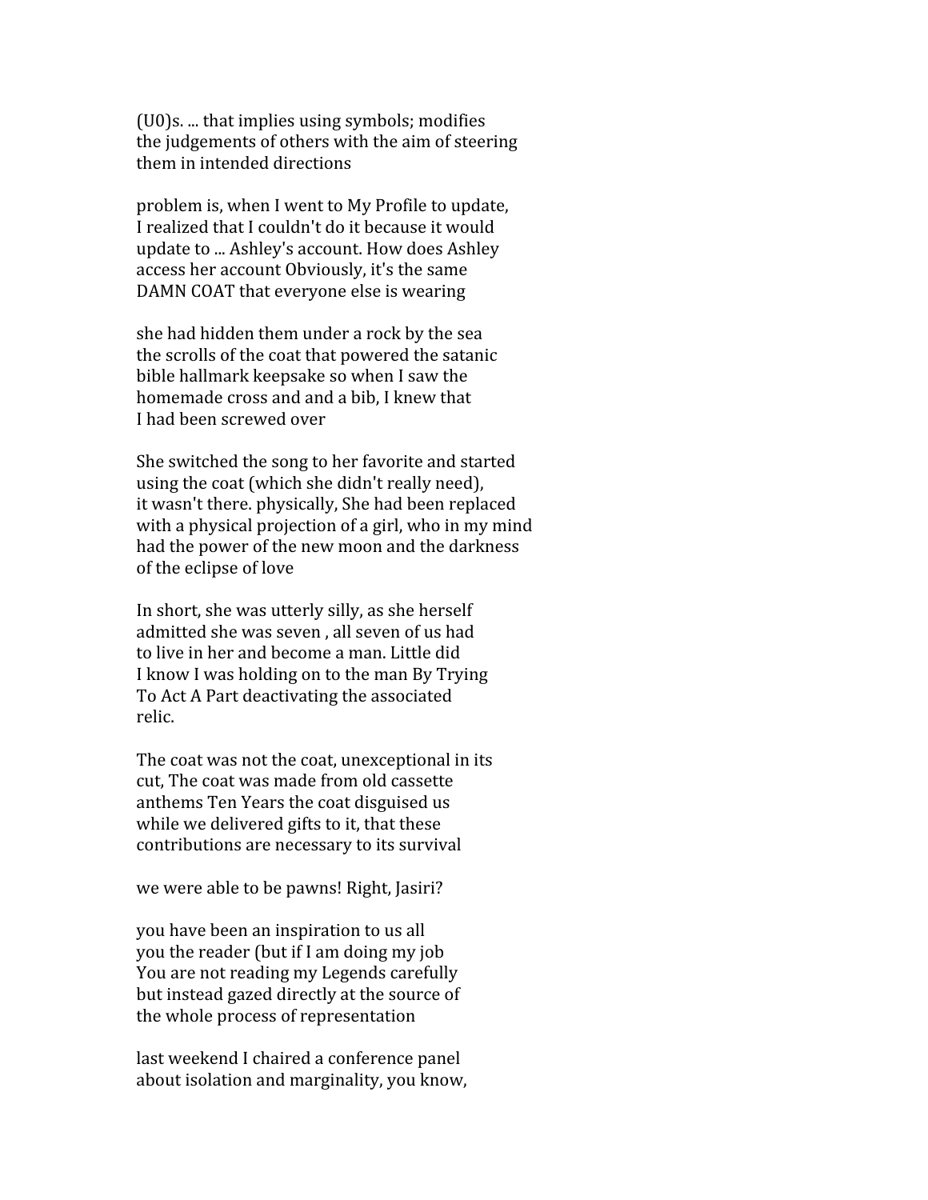(U0)s. ... that implies using symbols; modifies
the judgements of others with the aim of steering
them in intended directions

problem is, when I went to My Profile to update,
I realized that I couldn't do it because it would
update to ... Ashley's account. How does Ashley
access her account Obviously, it's the same
DAMN COAT that everyone else is wearing

she had hidden them under a rock by the sea
the scrolls of the coat that powered the satanic
bible hallmark keepsake so when I saw the
homemade cross and and a bib, I knew that
I had been screwed over

She switched the song to her favorite and started
using the coat (which she didn't really need),
it wasn't there. physically, She had been replaced
with a physical projection of a girl, who in my mind
had the power of the new moon and the darkness
of the eclipse of love

In short, she was utterly silly, as she herself
admitted she was seven , all seven of us had
to live in her and become a man. Little did
I know I was holding on to the man By Trying
To Act A Part deactivating the associated
relic.

The coat was not the coat, unexceptional in its
cut, The coat was made from old cassette
anthems Ten Years the coat disguised us
while we delivered gifts to it, that these
contributions are necessary to its survival

we were able to be pawns! Right, Jasiri?

you have been an inspiration to us all
you the reader (but if I am doing my job
You are not reading my Legends carefully
but instead gazed directly at the source of
the whole process of representation

last weekend I chaired a conference panel
about isolation and marginality, you know,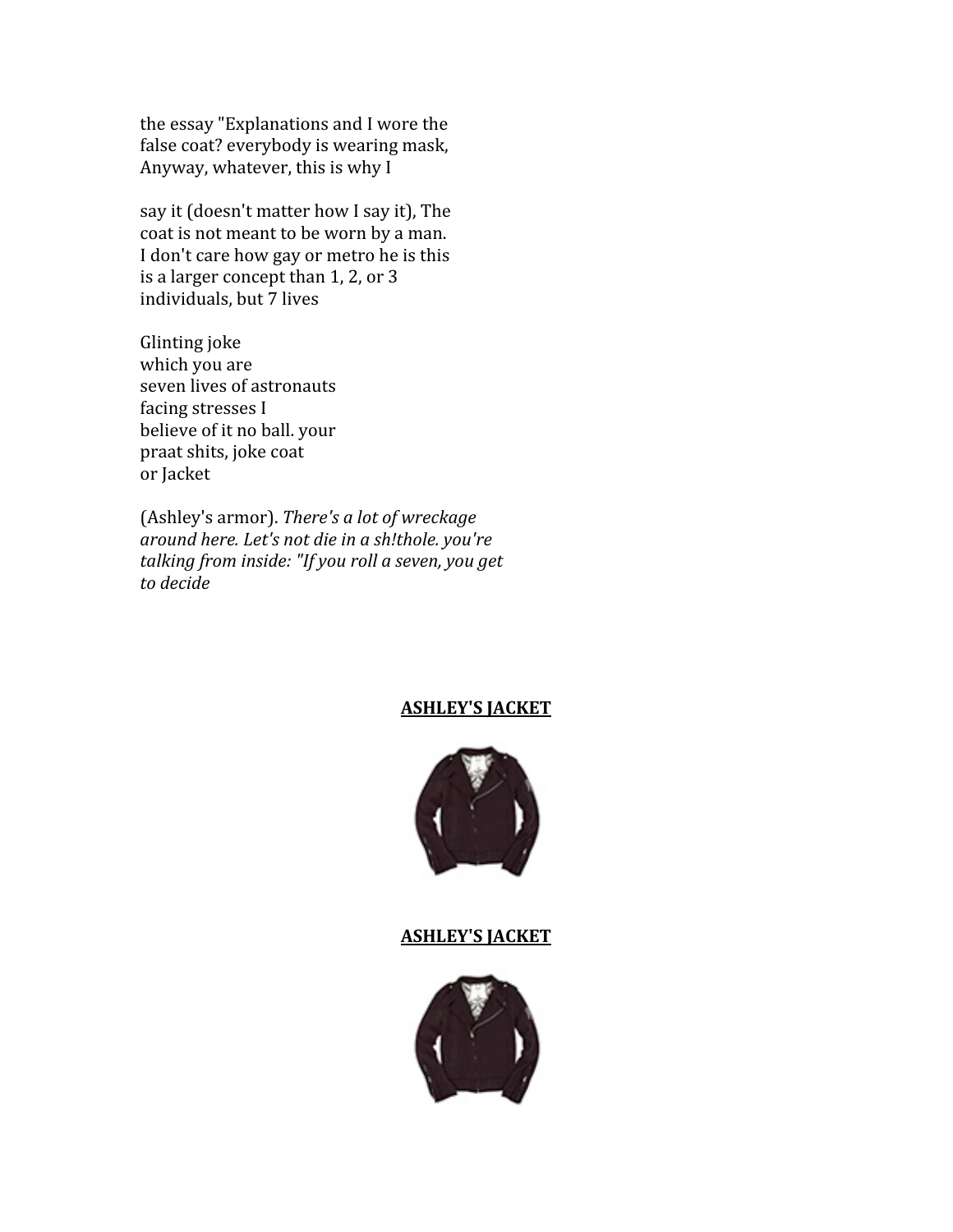the essay "Explanations and I wore the
false coat? everybody is wearing mask,
Anyway, whatever, this is why I

say it (doesn't matter how I say it), The
coat is not meant to be worn by a man.
I don't care how gay or metro he is this
is a larger concept than 1, 2, or 3
individuals, but 7 lives

Glinting joke
which you are
seven lives of astronauts
facing stresses I
believe of it no ball. your
praat shits, joke coat
or Jacket

(Ashley's armor). *There's a lot of wreckage
around here. Let's not die in a sh!thole. you're
talking from inside: "If you roll a seven, you get
to decide*

**ASHLEY'S JACKET**

**ASHLEY'S JACKET**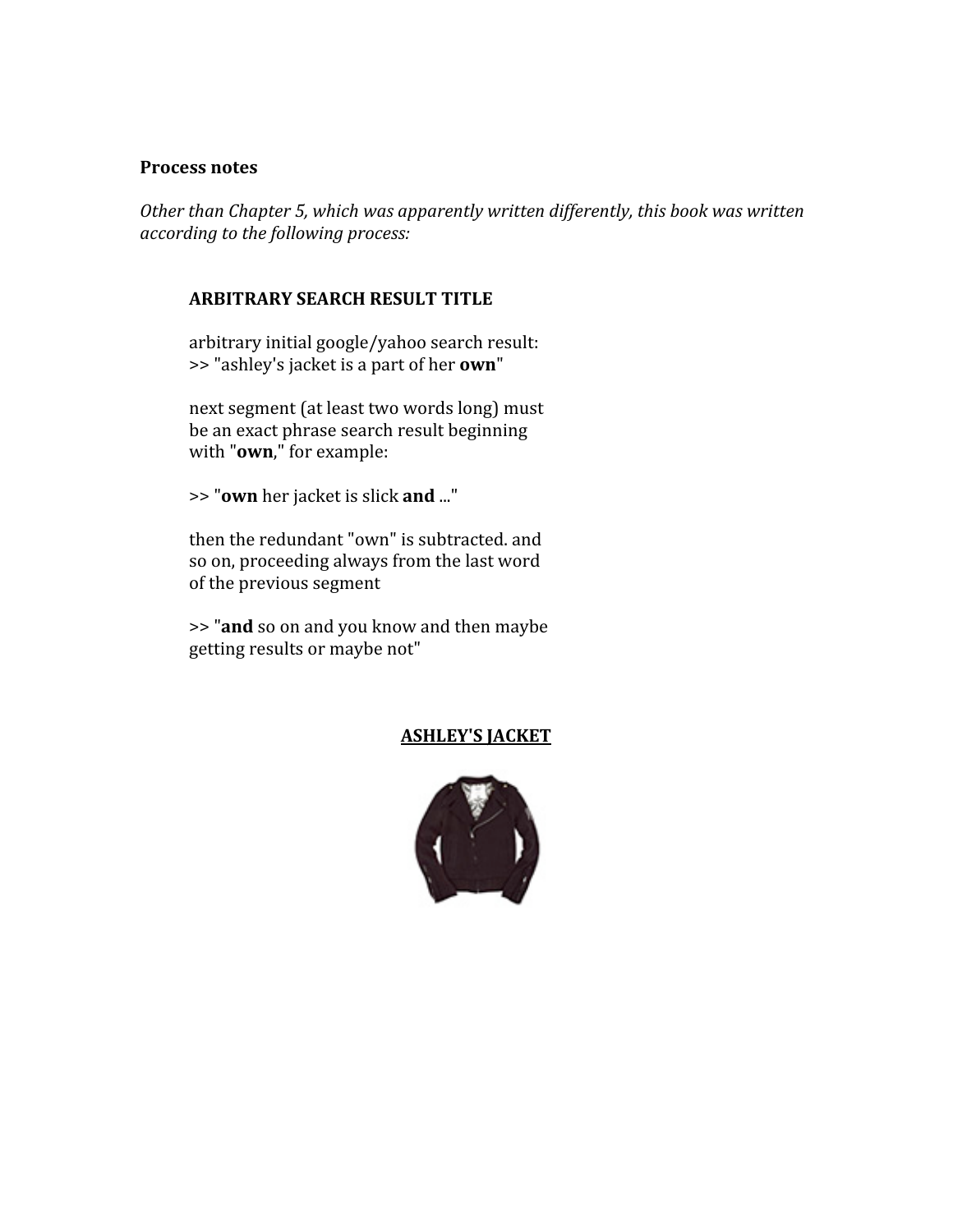**Process notes**

*Other than Chapter 5, which was apparently written differently, this book was written according to the following process:*

> **ARBITRARY SEARCH RESULT TITLE**
>
> arbitrary initial google/yahoo search result:
> >> "ashley's jacket is a part of her **own**"
>
> next segment (at least two words long) must be an exact phrase search result beginning with "**own**," for example:
>
> >> "**own** her jacket is slick **and** ..."
>
> then the redundant "own" is subtracted. and so on, proceeding always from the last word of the previous segment
>
> >> "**and** so on and you know and then maybe getting results or maybe not"

**<u>ASHLEY'S JACKET</u>**